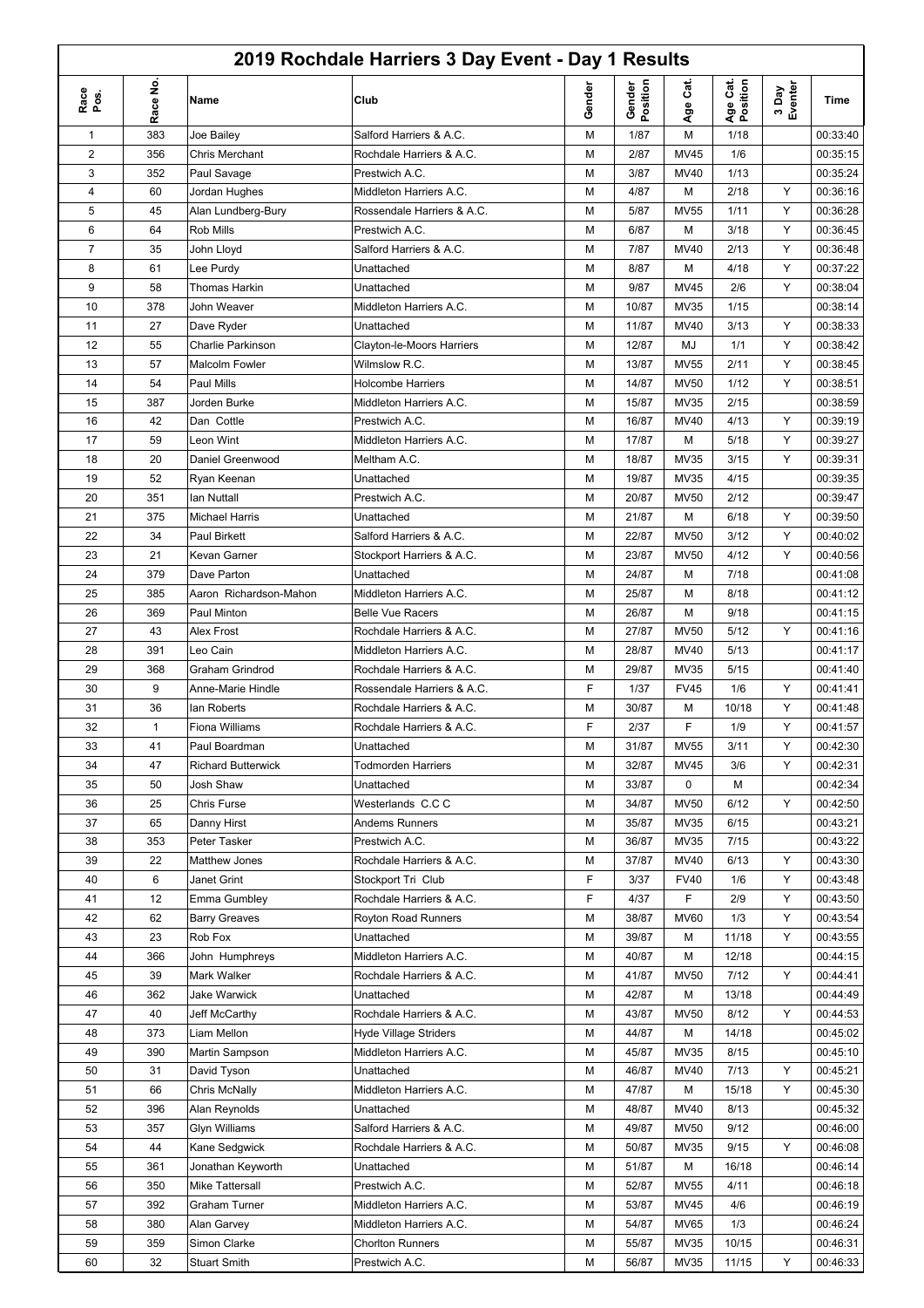# 2019 Rochdale Harriers 3 Day Event - Day 1 Results

| Race Pos. | Race No. | Name | Club | Gender | Gender Position | Age Cat. | Age Cat. Position | 3 Day Eventer | Time |
|---|---|---|---|---|---|---|---|---|---|
| 1 | 383 | Joe Bailey | Salford Harriers & A.C. | M | 1/87 | M | 1/18 | | 00:33:40 |
| 2 | 356 | Chris Merchant | Rochdale Harriers & A.C. | M | 2/87 | MV45 | 1/6 | | 00:35:15 |
| 3 | 352 | Paul Savage | Prestwich A.C. | M | 3/87 | MV40 | 1/13 | | 00:35:24 |
| 4 | 60 | Jordan Hughes | Middleton Harriers A.C. | M | 4/87 | M | 2/18 | Y | 00:36:16 |
| 5 | 45 | Alan Lundberg-Bury | Rossendale Harriers & A.C. | M | 5/87 | MV55 | 1/11 | Y | 00:36:28 |
| 6 | 64 | Rob Mills | Prestwich A.C. | M | 6/87 | M | 3/18 | Y | 00:36:45 |
| 7 | 35 | John Lloyd | Salford Harriers & A.C. | M | 7/87 | MV40 | 2/13 | Y | 00:36:48 |
| 8 | 61 | Lee Purdy | Unattached | M | 8/87 | M | 4/18 | Y | 00:37:22 |
| 9 | 58 | Thomas Harkin | Unattached | M | 9/87 | MV45 | 2/6 | Y | 00:38:04 |
| 10 | 378 | John Weaver | Middleton Harriers A.C. | M | 10/87 | MV35 | 1/15 | | 00:38:14 |
| 11 | 27 | Dave Ryder | Unattached | M | 11/87 | MV40 | 3/13 | Y | 00:38:33 |
| 12 | 55 | Charlie Parkinson | Clayton-le-Moors Harriers | M | 12/87 | MJ | 1/1 | Y | 00:38:42 |
| 13 | 57 | Malcolm Fowler | Wilmslow R.C. | M | 13/87 | MV55 | 2/11 | Y | 00:38:45 |
| 14 | 54 | Paul Mills | Holcombe Harriers | M | 14/87 | MV50 | 1/12 | Y | 00:38:51 |
| 15 | 387 | Jorden Burke | Middleton Harriers A.C. | M | 15/87 | MV35 | 2/15 | | 00:38:59 |
| 16 | 42 | Dan Cottle | Prestwich A.C. | M | 16/87 | MV40 | 4/13 | Y | 00:39:19 |
| 17 | 59 | Leon Wint | Middleton Harriers A.C. | M | 17/87 | M | 5/18 | Y | 00:39:27 |
| 18 | 20 | Daniel Greenwood | Meltham A.C. | M | 18/87 | MV35 | 3/15 | Y | 00:39:31 |
| 19 | 52 | Ryan Keenan | Unattached | M | 19/87 | MV35 | 4/15 | | 00:39:35 |
| 20 | 351 | Ian Nuttall | Prestwich A.C. | M | 20/87 | MV50 | 2/12 | | 00:39:47 |
| 21 | 375 | Michael Harris | Unattached | M | 21/87 | M | 6/18 | Y | 00:39:50 |
| 22 | 34 | Paul Birkett | Salford Harriers & A.C. | M | 22/87 | MV50 | 3/12 | Y | 00:40:02 |
| 23 | 21 | Kevan Garner | Stockport Harriers & A.C. | M | 23/87 | MV50 | 4/12 | Y | 00:40:56 |
| 24 | 379 | Dave Parton | Unattached | M | 24/87 | M | 7/18 | | 00:41:08 |
| 25 | 385 | Aaron Richardson-Mahon | Middleton Harriers A.C. | M | 25/87 | M | 8/18 | | 00:41:12 |
| 26 | 369 | Paul Minton | Belle Vue Racers | M | 26/87 | M | 9/18 | | 00:41:15 |
| 27 | 43 | Alex Frost | Rochdale Harriers & A.C. | M | 27/87 | MV50 | 5/12 | Y | 00:41:16 |
| 28 | 391 | Leo Cain | Middleton Harriers A.C. | M | 28/87 | MV40 | 5/13 | | 00:41:17 |
| 29 | 368 | Graham Grindrod | Rochdale Harriers & A.C. | M | 29/87 | MV35 | 5/15 | | 00:41:40 |
| 30 | 9 | Anne-Marie Hindle | Rossendale Harriers & A.C. | F | 1/37 | FV45 | 1/6 | Y | 00:41:41 |
| 31 | 36 | Ian Roberts | Rochdale Harriers & A.C. | M | 30/87 | M | 10/18 | Y | 00:41:48 |
| 32 | 1 | Fiona Williams | Rochdale Harriers & A.C. | F | 2/37 | F | 1/9 | Y | 00:41:57 |
| 33 | 41 | Paul Boardman | Unattached | M | 31/87 | MV55 | 3/11 | Y | 00:42:30 |
| 34 | 47 | Richard Butterwick | Todmorden Harriers | M | 32/87 | MV45 | 3/6 | Y | 00:42:31 |
| 35 | 50 | Josh Shaw | Unattached | M | 33/87 | 0 | M | | 00:42:34 |
| 36 | 25 | Chris Furse | Westerlands C.C C | M | 34/87 | MV50 | 6/12 | Y | 00:42:50 |
| 37 | 65 | Danny Hirst | Andems Runners | M | 35/87 | MV35 | 6/15 | | 00:43:21 |
| 38 | 353 | Peter Tasker | Prestwich A.C. | M | 36/87 | MV35 | 7/15 | | 00:43:22 |
| 39 | 22 | Matthew Jones | Rochdale Harriers & A.C. | M | 37/87 | MV40 | 6/13 | Y | 00:43:30 |
| 40 | 6 | Janet Grint | Stockport Tri Club | F | 3/37 | FV40 | 1/6 | Y | 00:43:48 |
| 41 | 12 | Emma Gumbley | Rochdale Harriers & A.C. | F | 4/37 | F | 2/9 | Y | 00:43:50 |
| 42 | 62 | Barry Greaves | Royton Road Runners | M | 38/87 | MV60 | 1/3 | Y | 00:43:54 |
| 43 | 23 | Rob Fox | Unattached | M | 39/87 | M | 11/18 | Y | 00:43:55 |
| 44 | 366 | John Humphreys | Middleton Harriers A.C. | M | 40/87 | M | 12/18 | | 00:44:15 |
| 45 | 39 | Mark Walker | Rochdale Harriers & A.C. | M | 41/87 | MV50 | 7/12 | Y | 00:44:41 |
| 46 | 362 | Jake Warwick | Unattached | M | 42/87 | M | 13/18 | | 00:44:49 |
| 47 | 40 | Jeff McCarthy | Rochdale Harriers & A.C. | M | 43/87 | MV50 | 8/12 | Y | 00:44:53 |
| 48 | 373 | Liam Mellon | Hyde Village Striders | M | 44/87 | M | 14/18 | | 00:45:02 |
| 49 | 390 | Martin Sampson | Middleton Harriers A.C. | M | 45/87 | MV35 | 8/15 | | 00:45:10 |
| 50 | 31 | David Tyson | Unattached | M | 46/87 | MV40 | 7/13 | Y | 00:45:21 |
| 51 | 66 | Chris McNally | Middleton Harriers A.C. | M | 47/87 | M | 15/18 | Y | 00:45:30 |
| 52 | 396 | Alan Reynolds | Unattached | M | 48/87 | MV40 | 8/13 | | 00:45:32 |
| 53 | 357 | Glyn Williams | Salford Harriers & A.C. | M | 49/87 | MV50 | 9/12 | | 00:46:00 |
| 54 | 44 | Kane Sedgwick | Rochdale Harriers & A.C. | M | 50/87 | MV35 | 9/15 | Y | 00:46:08 |
| 55 | 361 | Jonathan Keyworth | Unattached | M | 51/87 | M | 16/18 | | 00:46:14 |
| 56 | 350 | Mike Tattersall | Prestwich A.C. | M | 52/87 | MV55 | 4/11 | | 00:46:18 |
| 57 | 392 | Graham Turner | Middleton Harriers A.C. | M | 53/87 | MV45 | 4/6 | | 00:46:19 |
| 58 | 380 | Alan Garvey | Middleton Harriers A.C. | M | 54/87 | MV65 | 1/3 | | 00:46:24 |
| 59 | 359 | Simon Clarke | Chorlton Runners | M | 55/87 | MV35 | 10/15 | | 00:46:31 |
| 60 | 32 | Stuart Smith | Prestwich A.C. | M | 56/87 | MV35 | 11/15 | Y | 00:46:33 |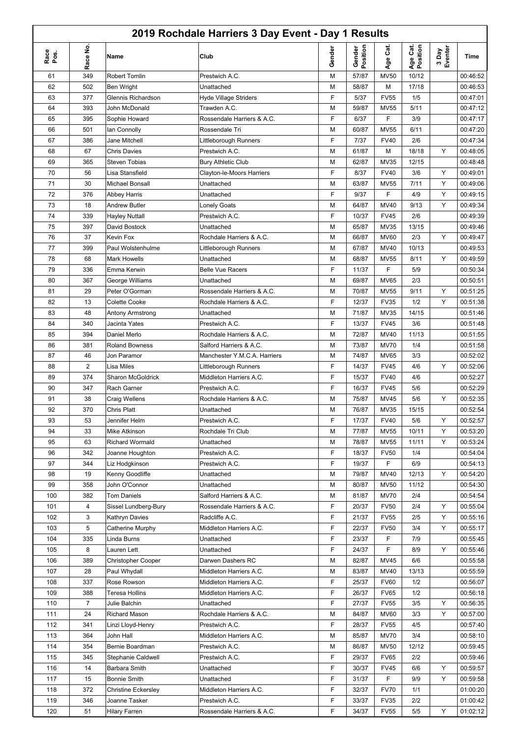# 2019 Rochdale Harriers 3 Day Event - Day 1 Results

| Race Pos. | Race No. | Name | Club | Gender | Gender Position | Age Cat. | Age Cat. Position | 3 Day Eventer | Time |
|---|---|---|---|---|---|---|---|---|---|
| 61 | 349 | Robert Tomlin | Prestwich A.C. | M | 57/87 | MV50 | 10/12 | | 00:46:52 |
| 62 | 502 | Ben Wright | Unattached | M | 58/87 | M | 17/18 | | 00:46:53 |
| 63 | 377 | Glennis Richardson | Hyde Village Striders | F | 5/37 | FV55 | 1/5 | | 00:47:01 |
| 64 | 393 | John McDonald | Trawden A.C. | M | 59/87 | MV55 | 5/11 | | 00:47:12 |
| 65 | 395 | Sophie Howard | Rossendale Harriers & A.C. | F | 6/37 | F | 3/9 | | 00:47:17 |
| 66 | 501 | Ian Connolly | Rossendale Tri | M | 60/87 | MV55 | 6/11 | | 00:47:20 |
| 67 | 386 | Jane Mitchell | Littleborough Runners | F | 7/37 | FV40 | 2/6 | | 00:47:34 |
| 68 | 67 | Chris Davies | Prestwich A.C. | M | 61/87 | M | 18/18 | Y | 00:48:05 |
| 69 | 365 | Steven Tobias | Bury Athletic Club | M | 62/87 | MV35 | 12/15 | | 00:48:48 |
| 70 | 56 | Lisa Stansfield | Clayton-le-Moors Harriers | F | 8/37 | FV40 | 3/6 | Y | 00:49:01 |
| 71 | 30 | Michael Bonsall | Unattached | M | 63/87 | MV55 | 7/11 | Y | 00:49:06 |
| 72 | 376 | Abbey Harris | Unattached | F | 9/37 | F | 4/9 | Y | 00:49:15 |
| 73 | 18 | Andrew Butler | Lonely Goats | M | 64/87 | MV40 | 9/13 | Y | 00:49:34 |
| 74 | 339 | Hayley Nuttall | Prestwich A.C. | F | 10/37 | FV45 | 2/6 | | 00:49:39 |
| 75 | 397 | David Bostock | Unattached | M | 65/87 | MV35 | 13/15 | | 00:49:46 |
| 76 | 37 | Kevin Fox | Rochdale Harriers & A.C. | M | 66/87 | MV60 | 2/3 | Y | 00:49:47 |
| 77 | 399 | Paul Wolstenhulme | Littleborough Runners | M | 67/87 | MV40 | 10/13 | | 00:49:53 |
| 78 | 68 | Mark Howells | Unattached | M | 68/87 | MV55 | 8/11 | Y | 00:49:59 |
| 79 | 336 | Emma Kerwin | Belle Vue Racers | F | 11/37 | F | 5/9 | | 00:50:34 |
| 80 | 367 | George Williams | Unattached | M | 69/87 | MV65 | 2/3 | | 00:50:51 |
| 81 | 29 | Peter O'Gorman | Rossendale Harriers & A.C. | M | 70/87 | MV55 | 9/11 | Y | 00:51:25 |
| 82 | 13 | Colette Cooke | Rochdale Harriers & A.C. | F | 12/37 | FV35 | 1/2 | Y | 00:51:38 |
| 83 | 48 | Antony Armstrong | Unattached | M | 71/87 | MV35 | 14/15 | | 00:51:46 |
| 84 | 340 | Jacinta Yates | Prestwich A.C. | F | 13/37 | FV45 | 3/6 | | 00:51:48 |
| 85 | 394 | Daniel Merlo | Rochdale Harriers & A.C. | M | 72/87 | MV40 | 11/13 | | 00:51:55 |
| 86 | 381 | Roland Bowness | Salford Harriers & A.C. | M | 73/87 | MV70 | 1/4 | | 00:51:58 |
| 87 | 46 | Jon Paramor | Manchester Y.M.C.A. Harriers | M | 74/87 | MV65 | 3/3 | | 00:52:02 |
| 88 | 2 | Lisa Miles | Littleborough Runners | F | 14/37 | FV45 | 4/6 | Y | 00:52:06 |
| 89 | 374 | Sharon McGoldrick | Middleton Harriers A.C. | F | 15/37 | FV40 | 4/6 | | 00:52:27 |
| 90 | 347 | Rach Garner | Prestwich A.C. | F | 16/37 | FV45 | 5/6 | | 00:52:29 |
| 91 | 38 | Craig Wellens | Rochdale Harriers & A.C. | M | 75/87 | MV45 | 5/6 | Y | 00:52:35 |
| 92 | 370 | Chris Platt | Unattached | M | 76/87 | MV35 | 15/15 | | 00:52:54 |
| 93 | 53 | Jennifer Helm | Prestwich A.C. | F | 17/37 | FV40 | 5/6 | Y | 00:52:57 |
| 94 | 33 | Mike Atkinson | Rochdale Tri Club | M | 77/87 | MV55 | 10/11 | Y | 00:53:20 |
| 95 | 63 | Richard Wormald | Unattached | M | 78/87 | MV55 | 11/11 | Y | 00:53:24 |
| 96 | 342 | Joanne Houghton | Prestwich A.C. | F | 18/37 | FV50 | 1/4 | | 00:54:04 |
| 97 | 344 | Liz Hodgkinson | Prestwich A.C. | F | 19/37 | F | 6/9 | | 00:54:13 |
| 98 | 19 | Kenny Goodliffe | Unattached | M | 79/87 | MV40 | 12/13 | Y | 00:54:20 |
| 99 | 358 | John O'Connor | Unattached | M | 80/87 | MV50 | 11/12 | | 00:54:30 |
| 100 | 382 | Tom Daniels | Salford Harriers & A.C. | M | 81/87 | MV70 | 2/4 | | 00:54:54 |
| 101 | 4 | Sissel Lundberg-Bury | Rossendale Harriers & A.C. | F | 20/37 | FV50 | 2/4 | Y | 00:55:04 |
| 102 | 3 | Kathryn Davies | Radcliffe A.C. | F | 21/37 | FV55 | 2/5 | Y | 00:55:16 |
| 103 | 5 | Catherine Murphy | Middleton Harriers A.C. | F | 22/37 | FV50 | 3/4 | Y | 00:55:17 |
| 104 | 335 | Linda Burns | Unattached | F | 23/37 | F | 7/9 | | 00:55:45 |
| 105 | 8 | Lauren Lett | Unattached | F | 24/37 | F | 8/9 | Y | 00:55:46 |
| 106 | 389 | Christopher Cooper | Darwen Dashers RC | M | 82/87 | MV45 | 6/6 | | 00:55:58 |
| 107 | 28 | Paul Whydall | Middleton Harriers A.C. | M | 83/87 | MV40 | 13/13 | | 00:55:59 |
| 108 | 337 | Rose Rowson | Middleton Harriers A.C. | F | 25/37 | FV60 | 1/2 | | 00:56:07 |
| 109 | 388 | Teresa Hollins | Middleton Harriers A.C. | F | 26/37 | FV65 | 1/2 | | 00:56:18 |
| 110 | 7 | Julie Balchin | Unattached | F | 27/37 | FV55 | 3/5 | Y | 00:56:35 |
| 111 | 24 | Richard Mason | Rochdale Harriers & A.C. | M | 84/87 | MV60 | 3/3 | Y | 00:57:00 |
| 112 | 341 | Linzi Lloyd-Henry | Prestwich A.C. | F | 28/37 | FV55 | 4/5 | | 00:57:40 |
| 113 | 364 | John Hall | Middleton Harriers A.C. | M | 85/87 | MV70 | 3/4 | | 00:58:10 |
| 114 | 354 | Bernie Boardman | Prestwich A.C. | M | 86/87 | MV50 | 12/12 | | 00:59:45 |
| 115 | 345 | Stephanie Caldwell | Prestwich A.C. | F | 29/37 | FV65 | 2/2 | | 00:59:46 |
| 116 | 14 | Barbara Smith | Unattached | F | 30/37 | FV45 | 6/6 | Y | 00:59:57 |
| 117 | 15 | Bonnie Smith | Unattached | F | 31/37 | F | 9/9 | Y | 00:59:58 |
| 118 | 372 | Christine Eckersley | Middleton Harriers A.C. | F | 32/37 | FV70 | 1/1 | | 01:00:20 |
| 119 | 346 | Joanne Tasker | Prestwich A.C. | F | 33/37 | FV35 | 2/2 | | 01:00:42 |
| 120 | 51 | Hilary Farren | Rossendale Harriers & A.C. | F | 34/37 | FV55 | 5/5 | Y | 01:02:12 |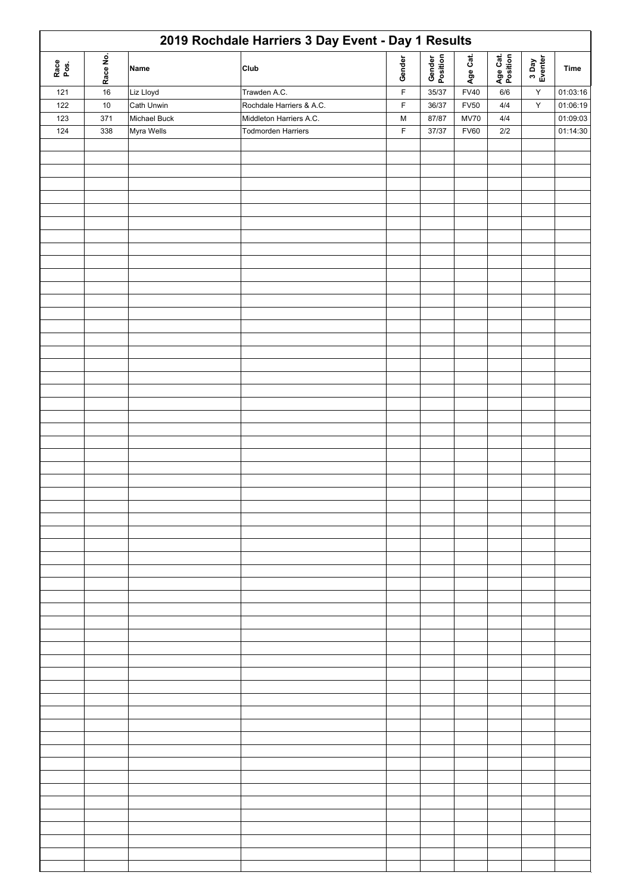# 2019 Rochdale Harriers 3 Day Event - Day 1 Results

| Race Pos. | Race No. | Name | Club | Gender | Gender Position | Age Cat. | Age Cat. Position | 3 Day Eventer | Time |
|---|---|---|---|---|---|---|---|---|---|
| 121 | 16 | Liz Lloyd | Trawden A.C. | F | 35/37 | FV40 | 6/6 | Y | 01:03:16 |
| 122 | 10 | Cath Unwin | Rochdale Harriers & A.C. | F | 36/37 | FV50 | 4/4 | Y | 01:06:19 |
| 123 | 371 | Michael Buck | Middleton Harriers A.C. | M | 87/87 | MV70 | 4/4 | | 01:09:03 |
| 124 | 338 | Myra Wells | Todmorden Harriers | F | 37/37 | FV60 | 2/2 | | 01:14:30 |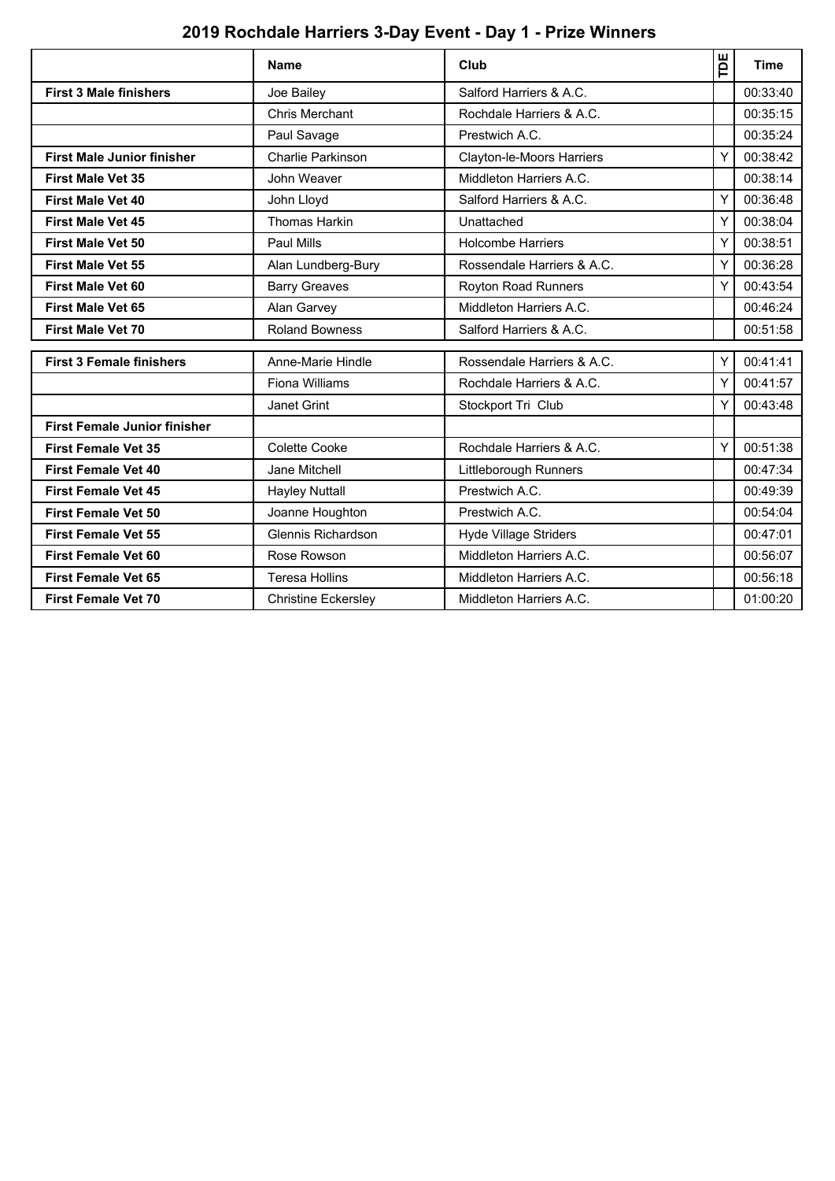# 2019 Rochdale Harriers 3-Day Event - Day 1 - Prize Winners

| | Name | Club | TDE | Time |
|---|---|---|---|---|
| **First 3 Male finishers** | Joe Bailey | Salford Harriers & A.C. | | 00:33:40 |
| | Chris Merchant | Rochdale Harriers & A.C. | | 00:35:15 |
| | Paul Savage | Prestwich A.C. | | 00:35:24 |
| **First Male Junior finisher** | Charlie Parkinson | Clayton-le-Moors Harriers | Y | 00:38:42 |
| **First Male Vet 35** | John Weaver | Middleton Harriers A.C. | | 00:38:14 |
| **First Male Vet 40** | John Lloyd | Salford Harriers & A.C. | Y | 00:36:48 |
| **First Male Vet 45** | Thomas Harkin | Unattached | Y | 00:38:04 |
| **First Male Vet 50** | Paul Mills | Holcombe Harriers | Y | 00:38:51 |
| **First Male Vet 55** | Alan Lundberg-Bury | Rossendale Harriers & A.C. | Y | 00:36:28 |
| **First Male Vet 60** | Barry Greaves | Royton Road Runners | Y | 00:43:54 |
| **First Male Vet 65** | Alan Garvey | Middleton Harriers A.C. | | 00:46:24 |
| **First Male Vet 70** | Roland Bowness | Salford Harriers & A.C. | | 00:51:58 |
| **First 3 Female finishers** | Anne-Marie Hindle | Rossendale Harriers & A.C. | Y | 00:41:41 |
| | Fiona Williams | Rochdale Harriers & A.C. | Y | 00:41:57 |
| | Janet Grint | Stockport Tri Club | Y | 00:43:48 |
| **First Female Junior finisher** | | | | |
| **First Female Vet 35** | Colette Cooke | Rochdale Harriers & A.C. | Y | 00:51:38 |
| **First Female Vet 40** | Jane Mitchell | Littleborough Runners | | 00:47:34 |
| **First Female Vet 45** | Hayley Nuttall | Prestwich A.C. | | 00:49:39 |
| **First Female Vet 50** | Joanne Houghton | Prestwich A.C. | | 00:54:04 |
| **First Female Vet 55** | Glennis Richardson | Hyde Village Striders | | 00:47:01 |
| **First Female Vet 60** | Rose Rowson | Middleton Harriers A.C. | | 00:56:07 |
| **First Female Vet 65** | Teresa Hollins | Middleton Harriers A.C. | | 00:56:18 |
| **First Female Vet 70** | Christine Eckersley | Middleton Harriers A.C. | | 01:00:20 |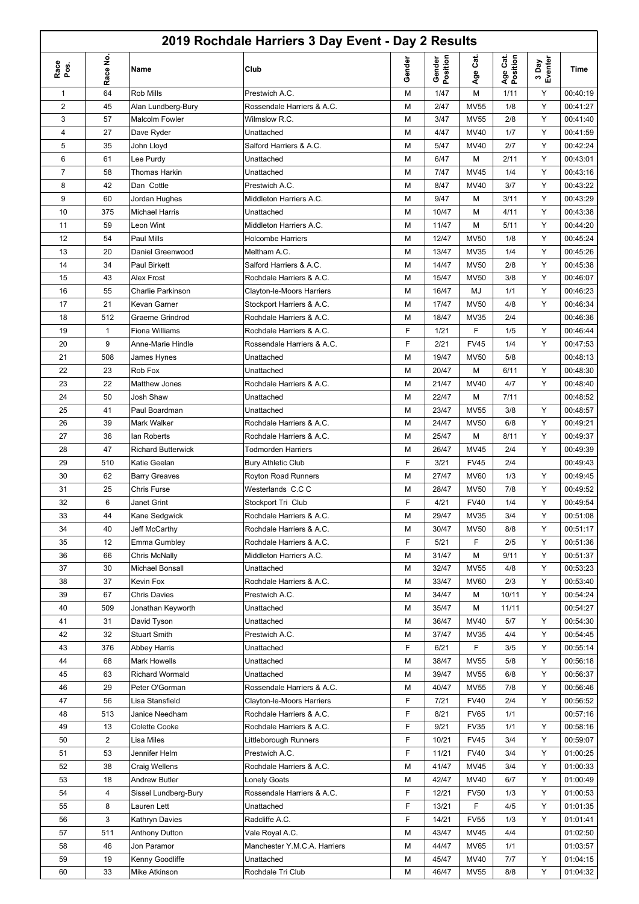# 2019 Rochdale Harriers 3 Day Event - Day 2 Results

| Race Pos. | Race No. | Name | Club | Gender | Gender Position | Age Cat. | Age Cat. Position | 3 Day Eventer | Time |
|---|---|---|---|---|---|---|---|---|---|
| 1 | 64 | Rob Mills | Prestwich A.C. | M | 1/47 | M | 1/11 | Y | 00:40:19 |
| 2 | 45 | Alan Lundberg-Bury | Rossendale Harriers & A.C. | M | 2/47 | MV55 | 1/8 | Y | 00:41:27 |
| 3 | 57 | Malcolm Fowler | Wilmslow R.C. | M | 3/47 | MV55 | 2/8 | Y | 00:41:40 |
| 4 | 27 | Dave Ryder | Unattached | M | 4/47 | MV40 | 1/7 | Y | 00:41:59 |
| 5 | 35 | John Lloyd | Salford Harriers & A.C. | M | 5/47 | MV40 | 2/7 | Y | 00:42:24 |
| 6 | 61 | Lee Purdy | Unattached | M | 6/47 | M | 2/11 | Y | 00:43:01 |
| 7 | 58 | Thomas Harkin | Unattached | M | 7/47 | MV45 | 1/4 | Y | 00:43:16 |
| 8 | 42 | Dan Cottle | Prestwich A.C. | M | 8/47 | MV40 | 3/7 | Y | 00:43:22 |
| 9 | 60 | Jordan Hughes | Middleton Harriers A.C. | M | 9/47 | M | 3/11 | Y | 00:43:29 |
| 10 | 375 | Michael Harris | Unattached | M | 10/47 | M | 4/11 | Y | 00:43:38 |
| 11 | 59 | Leon Wint | Middleton Harriers A.C. | M | 11/47 | M | 5/11 | Y | 00:44:20 |
| 12 | 54 | Paul Mills | Holcombe Harriers | M | 12/47 | MV50 | 1/8 | Y | 00:45:24 |
| 13 | 20 | Daniel Greenwood | Meltham A.C. | M | 13/47 | MV35 | 1/4 | Y | 00:45:26 |
| 14 | 34 | Paul Birkett | Salford Harriers & A.C. | M | 14/47 | MV50 | 2/8 | Y | 00:45:38 |
| 15 | 43 | Alex Frost | Rochdale Harriers & A.C. | M | 15/47 | MV50 | 3/8 | Y | 00:46:07 |
| 16 | 55 | Charlie Parkinson | Clayton-le-Moors Harriers | M | 16/47 | MJ | 1/1 | Y | 00:46:23 |
| 17 | 21 | Kevan Garner | Stockport Harriers & A.C. | M | 17/47 | MV50 | 4/8 | Y | 00:46:34 |
| 18 | 512 | Graeme Grindrod | Rochdale Harriers & A.C. | M | 18/47 | MV35 | 2/4 | | 00:46:36 |
| 19 | 1 | Fiona Williams | Rochdale Harriers & A.C. | F | 1/21 | F | 1/5 | Y | 00:46:44 |
| 20 | 9 | Anne-Marie Hindle | Rossendale Harriers & A.C. | F | 2/21 | FV45 | 1/4 | Y | 00:47:53 |
| 21 | 508 | James Hynes | Unattached | M | 19/47 | MV50 | 5/8 | | 00:48:13 |
| 22 | 23 | Rob Fox | Unattached | M | 20/47 | M | 6/11 | Y | 00:48:30 |
| 23 | 22 | Matthew Jones | Rochdale Harriers & A.C. | M | 21/47 | MV40 | 4/7 | Y | 00:48:40 |
| 24 | 50 | Josh Shaw | Unattached | M | 22/47 | M | 7/11 | | 00:48:52 |
| 25 | 41 | Paul Boardman | Unattached | M | 23/47 | MV55 | 3/8 | Y | 00:48:57 |
| 26 | 39 | Mark Walker | Rochdale Harriers & A.C. | M | 24/47 | MV50 | 6/8 | Y | 00:49:21 |
| 27 | 36 | Ian Roberts | Rochdale Harriers & A.C. | M | 25/47 | M | 8/11 | Y | 00:49:37 |
| 28 | 47 | Richard Butterwick | Todmorden Harriers | M | 26/47 | MV45 | 2/4 | Y | 00:49:39 |
| 29 | 510 | Katie Geelan | Bury Athletic Club | F | 3/21 | FV45 | 2/4 | | 00:49:43 |
| 30 | 62 | Barry Greaves | Royton Road Runners | M | 27/47 | MV60 | 1/3 | Y | 00:49:45 |
| 31 | 25 | Chris Furse | Westerlands C.C C | M | 28/47 | MV50 | 7/8 | Y | 00:49:52 |
| 32 | 6 | Janet Grint | Stockport Tri Club | F | 4/21 | FV40 | 1/4 | Y | 00:49:54 |
| 33 | 44 | Kane Sedgwick | Rochdale Harriers & A.C. | M | 29/47 | MV35 | 3/4 | Y | 00:51:08 |
| 34 | 40 | Jeff McCarthy | Rochdale Harriers & A.C. | M | 30/47 | MV50 | 8/8 | Y | 00:51:17 |
| 35 | 12 | Emma Gumbley | Rochdale Harriers & A.C. | F | 5/21 | F | 2/5 | Y | 00:51:36 |
| 36 | 66 | Chris McNally | Middleton Harriers A.C. | M | 31/47 | M | 9/11 | Y | 00:51:37 |
| 37 | 30 | Michael Bonsall | Unattached | M | 32/47 | MV55 | 4/8 | Y | 00:53:23 |
| 38 | 37 | Kevin Fox | Rochdale Harriers & A.C. | M | 33/47 | MV60 | 2/3 | Y | 00:53:40 |
| 39 | 67 | Chris Davies | Prestwich A.C. | M | 34/47 | M | 10/11 | Y | 00:54:24 |
| 40 | 509 | Jonathan Keyworth | Unattached | M | 35/47 | M | 11/11 | | 00:54:27 |
| 41 | 31 | David Tyson | Unattached | M | 36/47 | MV40 | 5/7 | Y | 00:54:30 |
| 42 | 32 | Stuart Smith | Prestwich A.C. | M | 37/47 | MV35 | 4/4 | Y | 00:54:45 |
| 43 | 376 | Abbey Harris | Unattached | F | 6/21 | F | 3/5 | Y | 00:55:14 |
| 44 | 68 | Mark Howells | Unattached | M | 38/47 | MV55 | 5/8 | Y | 00:56:18 |
| 45 | 63 | Richard Wormald | Unattached | M | 39/47 | MV55 | 6/8 | Y | 00:56:37 |
| 46 | 29 | Peter O'Gorman | Rossendale Harriers & A.C. | M | 40/47 | MV55 | 7/8 | Y | 00:56:46 |
| 47 | 56 | Lisa Stansfield | Clayton-le-Moors Harriers | F | 7/21 | FV40 | 2/4 | Y | 00:56:52 |
| 48 | 513 | Janice Needham | Rochdale Harriers & A.C. | F | 8/21 | FV65 | 1/1 | | 00:57:16 |
| 49 | 13 | Colette Cooke | Rochdale Harriers & A.C. | F | 9/21 | FV35 | 1/1 | Y | 00:58:16 |
| 50 | 2 | Lisa Miles | Littleborough Runners | F | 10/21 | FV45 | 3/4 | Y | 00:59:07 |
| 51 | 53 | Jennifer Helm | Prestwich A.C. | F | 11/21 | FV40 | 3/4 | Y | 01:00:25 |
| 52 | 38 | Craig Wellens | Rochdale Harriers & A.C. | M | 41/47 | MV45 | 3/4 | Y | 01:00:33 |
| 53 | 18 | Andrew Butler | Lonely Goats | M | 42/47 | MV40 | 6/7 | Y | 01:00:49 |
| 54 | 4 | Sissel Lundberg-Bury | Rossendale Harriers & A.C. | F | 12/21 | FV50 | 1/3 | Y | 01:00:53 |
| 55 | 8 | Lauren Lett | Unattached | F | 13/21 | F | 4/5 | Y | 01:01:35 |
| 56 | 3 | Kathryn Davies | Radcliffe A.C. | F | 14/21 | FV55 | 1/3 | Y | 01:01:41 |
| 57 | 511 | Anthony Dutton | Vale Royal A.C. | M | 43/47 | MV45 | 4/4 | | 01:02:50 |
| 58 | 46 | Jon Paramor | Manchester Y.M.C.A. Harriers | M | 44/47 | MV65 | 1/1 | | 01:03:57 |
| 59 | 19 | Kenny Goodliffe | Unattached | M | 45/47 | MV40 | 7/7 | Y | 01:04:15 |
| 60 | 33 | Mike Atkinson | Rochdale Tri Club | M | 46/47 | MV55 | 8/8 | Y | 01:04:32 |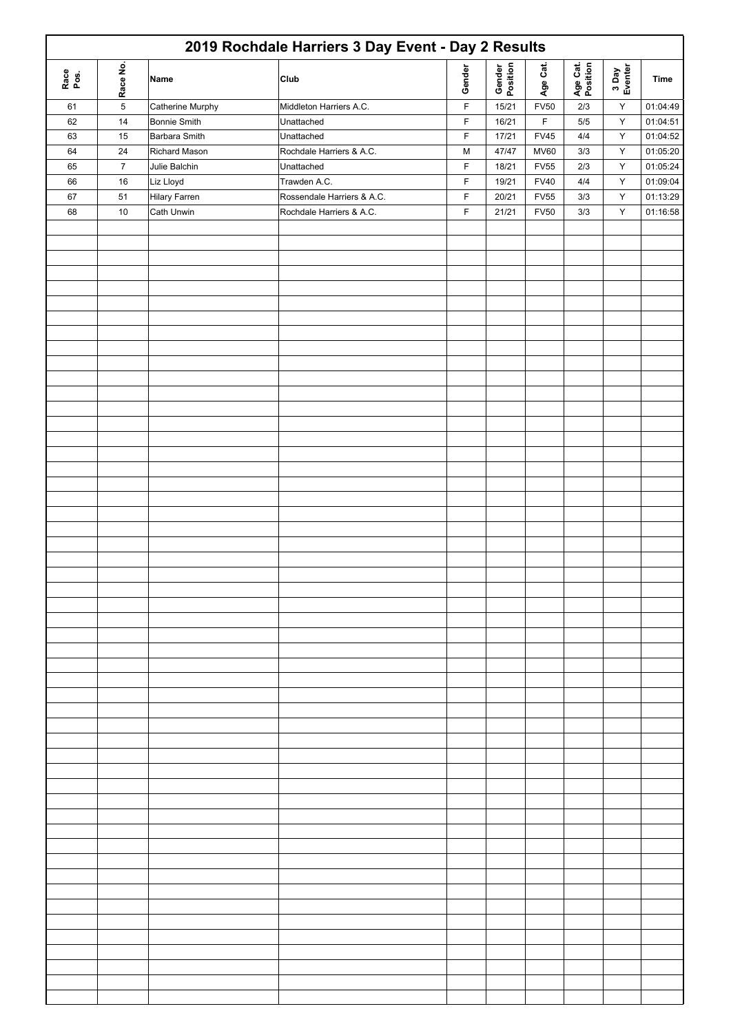## 2019 Rochdale Harriers 3 Day Event - Day 2 Results

| Race Pos. | Race No. | Name | Club | Gender | Gender Position | Age Cat. | Age Cat. Position | 3 Day Eventer | Time |
|---|---|---|---|---|---|---|---|---|---|
| 61 | 5 | Catherine Murphy | Middleton Harriers A.C. | F | 15/21 | FV50 | 2/3 | Y | 01:04:49 |
| 62 | 14 | Bonnie Smith | Unattached | F | 16/21 | F | 5/5 | Y | 01:04:51 |
| 63 | 15 | Barbara Smith | Unattached | F | 17/21 | FV45 | 4/4 | Y | 01:04:52 |
| 64 | 24 | Richard Mason | Rochdale Harriers & A.C. | M | 47/47 | MV60 | 3/3 | Y | 01:05:20 |
| 65 | 7 | Julie Balchin | Unattached | F | 18/21 | FV55 | 2/3 | Y | 01:05:24 |
| 66 | 16 | Liz Lloyd | Trawden A.C. | F | 19/21 | FV40 | 4/4 | Y | 01:09:04 |
| 67 | 51 | Hilary Farren | Rossendale Harriers & A.C. | F | 20/21 | FV55 | 3/3 | Y | 01:13:29 |
| 68 | 10 | Cath Unwin | Rochdale Harriers & A.C. | F | 21/21 | FV50 | 3/3 | Y | 01:16:58 |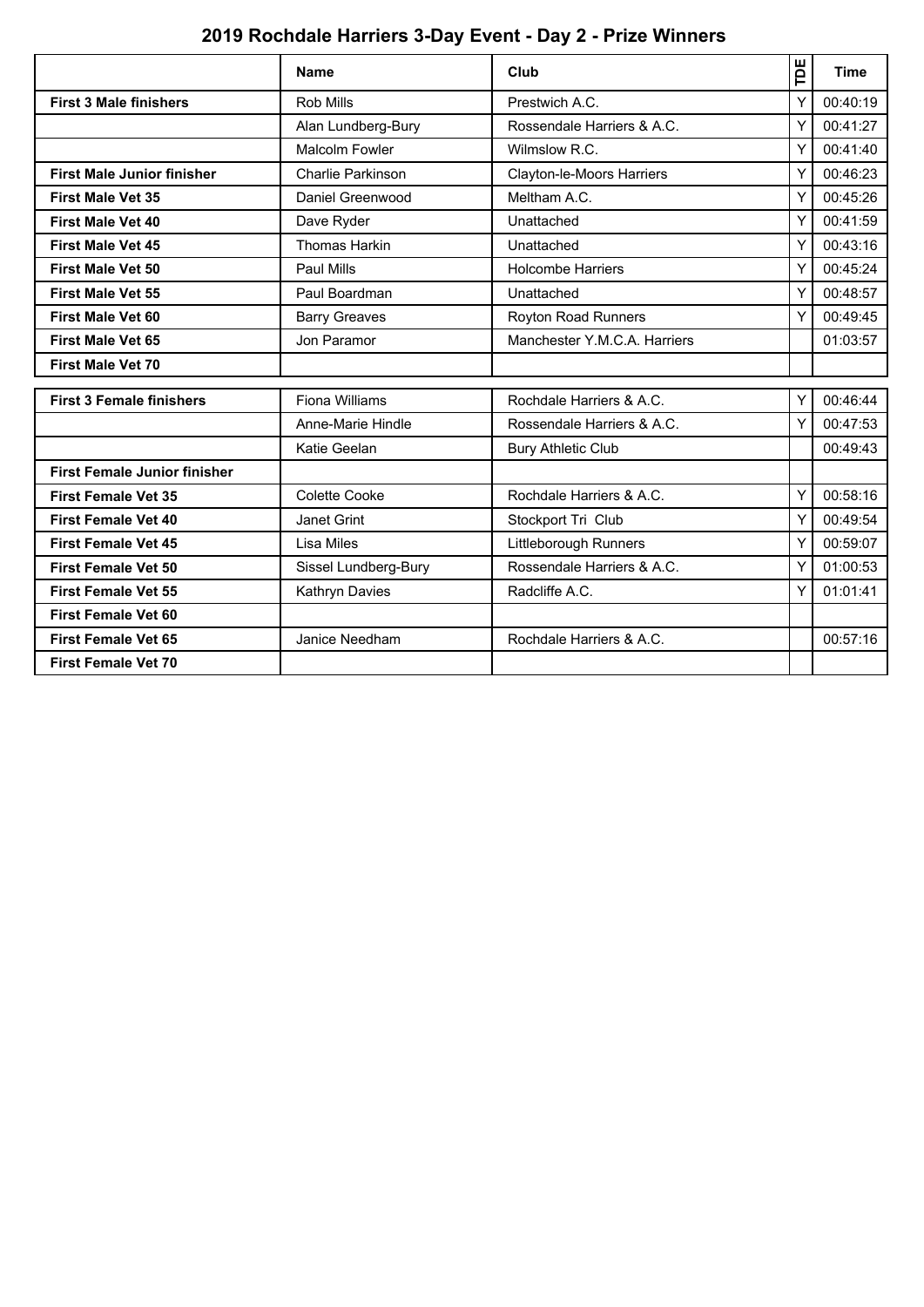# 2019 Rochdale Harriers 3-Day Event - Day 2 - Prize Winners

| | Name | Club | TDE | Time |
|---|---|---|---|---|
| **First 3 Male finishers** | Rob Mills | Prestwich A.C. | Y | 00:40:19 |
| | Alan Lundberg-Bury | Rossendale Harriers & A.C. | Y | 00:41:27 |
| | Malcolm Fowler | Wilmslow R.C. | Y | 00:41:40 |
| **First Male Junior finisher** | Charlie Parkinson | Clayton-le-Moors Harriers | Y | 00:46:23 |
| **First Male Vet 35** | Daniel Greenwood | Meltham A.C. | Y | 00:45:26 |
| **First Male Vet 40** | Dave Ryder | Unattached | Y | 00:41:59 |
| **First Male Vet 45** | Thomas Harkin | Unattached | Y | 00:43:16 |
| **First Male Vet 50** | Paul Mills | Holcombe Harriers | Y | 00:45:24 |
| **First Male Vet 55** | Paul Boardman | Unattached | Y | 00:48:57 |
| **First Male Vet 60** | Barry Greaves | Royton Road Runners | Y | 00:49:45 |
| **First Male Vet 65** | Jon Paramor | Manchester Y.M.C.A. Harriers | | 01:03:57 |
| **First Male Vet 70** | | | | |
| **First 3 Female finishers** | Fiona Williams | Rochdale Harriers & A.C. | Y | 00:46:44 |
| | Anne-Marie Hindle | Rossendale Harriers & A.C. | Y | 00:47:53 |
| | Katie Geelan | Bury Athletic Club | | 00:49:43 |
| **First Female Junior finisher** | | | | |
| **First Female Vet 35** | Colette Cooke | Rochdale Harriers & A.C. | Y | 00:58:16 |
| **First Female Vet 40** | Janet Grint | Stockport Tri Club | Y | 00:49:54 |
| **First Female Vet 45** | Lisa Miles | Littleborough Runners | Y | 00:59:07 |
| **First Female Vet 50** | Sissel Lundberg-Bury | Rossendale Harriers & A.C. | Y | 01:00:53 |
| **First Female Vet 55** | Kathryn Davies | Radcliffe A.C. | Y | 01:01:41 |
| **First Female Vet 60** | | | | |
| **First Female Vet 65** | Janice Needham | Rochdale Harriers & A.C. | | 00:57:16 |
| **First Female Vet 70** | | | | |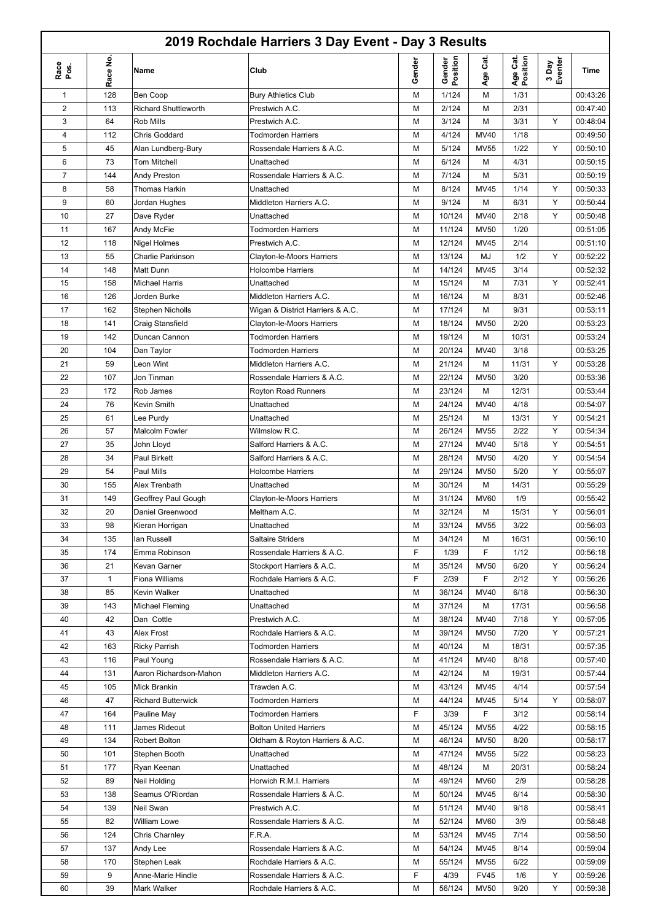# 2019 Rochdale Harriers 3 Day Event - Day 3 Results

| Race Pos. | Race No. | Name | Club | Gender | Gender Position | Age Cat. | Age Cat. Position | 3 Day Eventer | Time |
|---|---|---|---|---|---|---|---|---|---|
| 1 | 128 | Ben Coop | Bury Athletics Club | M | 1/124 | M | 1/31 | | 00:43:26 |
| 2 | 113 | Richard Shuttleworth | Prestwich A.C. | M | 2/124 | M | 2/31 | | 00:47:40 |
| 3 | 64 | Rob Mills | Prestwich A.C. | M | 3/124 | M | 3/31 | Y | 00:48:04 |
| 4 | 112 | Chris Goddard | Todmorden Harriers | M | 4/124 | MV40 | 1/18 | | 00:49:50 |
| 5 | 45 | Alan Lundberg-Bury | Rossendale Harriers & A.C. | M | 5/124 | MV55 | 1/22 | Y | 00:50:10 |
| 6 | 73 | Tom Mitchell | Unattached | M | 6/124 | M | 4/31 | | 00:50:15 |
| 7 | 144 | Andy Preston | Rossendale Harriers & A.C. | M | 7/124 | M | 5/31 | | 00:50:19 |
| 8 | 58 | Thomas Harkin | Unattached | M | 8/124 | MV45 | 1/14 | Y | 00:50:33 |
| 9 | 60 | Jordan Hughes | Middleton Harriers A.C. | M | 9/124 | M | 6/31 | Y | 00:50:44 |
| 10 | 27 | Dave Ryder | Unattached | M | 10/124 | MV40 | 2/18 | Y | 00:50:48 |
| 11 | 167 | Andy McFie | Todmorden Harriers | M | 11/124 | MV50 | 1/20 | | 00:51:05 |
| 12 | 118 | Nigel Holmes | Prestwich A.C. | M | 12/124 | MV45 | 2/14 | | 00:51:10 |
| 13 | 55 | Charlie Parkinson | Clayton-le-Moors Harriers | M | 13/124 | MJ | 1/2 | Y | 00:52:22 |
| 14 | 148 | Matt Dunn | Holcombe Harriers | M | 14/124 | MV45 | 3/14 | | 00:52:32 |
| 15 | 158 | Michael Harris | Unattached | M | 15/124 | M | 7/31 | Y | 00:52:41 |
| 16 | 126 | Jorden Burke | Middleton Harriers A.C. | M | 16/124 | M | 8/31 | | 00:52:46 |
| 17 | 162 | Stephen Nicholls | Wigan & District Harriers & A.C. | M | 17/124 | M | 9/31 | | 00:53:11 |
| 18 | 141 | Craig Stansfield | Clayton-le-Moors Harriers | M | 18/124 | MV50 | 2/20 | | 00:53:23 |
| 19 | 142 | Duncan Cannon | Todmorden Harriers | M | 19/124 | M | 10/31 | | 00:53:24 |
| 20 | 104 | Dan Taylor | Todmorden Harriers | M | 20/124 | MV40 | 3/18 | | 00:53:25 |
| 21 | 59 | Leon Wint | Middleton Harriers A.C. | M | 21/124 | M | 11/31 | Y | 00:53:28 |
| 22 | 107 | Jon Tinman | Rossendale Harriers & A.C. | M | 22/124 | MV50 | 3/20 | | 00:53:36 |
| 23 | 172 | Rob James | Royton Road Runners | M | 23/124 | M | 12/31 | | 00:53:44 |
| 24 | 76 | Kevin Smith | Unattached | M | 24/124 | MV40 | 4/18 | | 00:54:07 |
| 25 | 61 | Lee Purdy | Unattached | M | 25/124 | M | 13/31 | Y | 00:54:21 |
| 26 | 57 | Malcolm Fowler | Wilmslow R.C. | M | 26/124 | MV55 | 2/22 | Y | 00:54:34 |
| 27 | 35 | John Lloyd | Salford Harriers & A.C. | M | 27/124 | MV40 | 5/18 | Y | 00:54:51 |
| 28 | 34 | Paul Birkett | Salford Harriers & A.C. | M | 28/124 | MV50 | 4/20 | Y | 00:54:54 |
| 29 | 54 | Paul Mills | Holcombe Harriers | M | 29/124 | MV50 | 5/20 | Y | 00:55:07 |
| 30 | 155 | Alex Trenbath | Unattached | M | 30/124 | M | 14/31 | | 00:55:29 |
| 31 | 149 | Geoffrey Paul Gough | Clayton-le-Moors Harriers | M | 31/124 | MV60 | 1/9 | | 00:55:42 |
| 32 | 20 | Daniel Greenwood | Meltham A.C. | M | 32/124 | M | 15/31 | Y | 00:56:01 |
| 33 | 98 | Kieran Horrigan | Unattached | M | 33/124 | MV55 | 3/22 | | 00:56:03 |
| 34 | 135 | Ian Russell | Saltaire Striders | M | 34/124 | M | 16/31 | | 00:56:10 |
| 35 | 174 | Emma Robinson | Rossendale Harriers & A.C. | F | 1/39 | F | 1/12 | | 00:56:18 |
| 36 | 21 | Kevan Garner | Stockport Harriers & A.C. | M | 35/124 | MV50 | 6/20 | Y | 00:56:24 |
| 37 | 1 | Fiona Williams | Rochdale Harriers & A.C. | F | 2/39 | F | 2/12 | Y | 00:56:26 |
| 38 | 85 | Kevin Walker | Unattached | M | 36/124 | MV40 | 6/18 | | 00:56:30 |
| 39 | 143 | Michael Fleming | Unattached | M | 37/124 | M | 17/31 | | 00:56:58 |
| 40 | 42 | Dan Cottle | Prestwich A.C. | M | 38/124 | MV40 | 7/18 | Y | 00:57:05 |
| 41 | 43 | Alex Frost | Rochdale Harriers & A.C. | M | 39/124 | MV50 | 7/20 | Y | 00:57:21 |
| 42 | 163 | Ricky Parrish | Todmorden Harriers | M | 40/124 | M | 18/31 | | 00:57:35 |
| 43 | 116 | Paul Young | Rossendale Harriers & A.C. | M | 41/124 | MV40 | 8/18 | | 00:57:40 |
| 44 | 131 | Aaron Richardson-Mahon | Middleton Harriers A.C. | M | 42/124 | M | 19/31 | | 00:57:44 |
| 45 | 105 | Mick Brankin | Trawden A.C. | M | 43/124 | MV45 | 4/14 | | 00:57:54 |
| 46 | 47 | Richard Butterwick | Todmorden Harriers | M | 44/124 | MV45 | 5/14 | Y | 00:58:07 |
| 47 | 164 | Pauline May | Todmorden Harriers | F | 3/39 | F | 3/12 | | 00:58:14 |
| 48 | 111 | James Rideout | Bolton United Harriers | M | 45/124 | MV55 | 4/22 | | 00:58:15 |
| 49 | 134 | Robert Bolton | Oldham & Royton Harriers & A.C. | M | 46/124 | MV50 | 8/20 | | 00:58:17 |
| 50 | 101 | Stephen Booth | Unattached | M | 47/124 | MV55 | 5/22 | | 00:58:23 |
| 51 | 177 | Ryan Keenan | Unattached | M | 48/124 | M | 20/31 | | 00:58:24 |
| 52 | 89 | Neil Holding | Horwich R.M.I. Harriers | M | 49/124 | MV60 | 2/9 | | 00:58:28 |
| 53 | 138 | Seamus O'Riordan | Rossendale Harriers & A.C. | M | 50/124 | MV45 | 6/14 | | 00:58:30 |
| 54 | 139 | Neil Swan | Prestwich A.C. | M | 51/124 | MV40 | 9/18 | | 00:58:41 |
| 55 | 82 | William Lowe | Rossendale Harriers & A.C. | M | 52/124 | MV60 | 3/9 | | 00:58:48 |
| 56 | 124 | Chris Charnley | F.R.A. | M | 53/124 | MV45 | 7/14 | | 00:58:50 |
| 57 | 137 | Andy Lee | Rossendale Harriers & A.C. | M | 54/124 | MV45 | 8/14 | | 00:59:04 |
| 58 | 170 | Stephen Leak | Rochdale Harriers & A.C. | M | 55/124 | MV55 | 6/22 | | 00:59:09 |
| 59 | 9 | Anne-Marie Hindle | Rossendale Harriers & A.C. | F | 4/39 | FV45 | 1/6 | Y | 00:59:26 |
| 60 | 39 | Mark Walker | Rochdale Harriers & A.C. | M | 56/124 | MV50 | 9/20 | Y | 00:59:38 |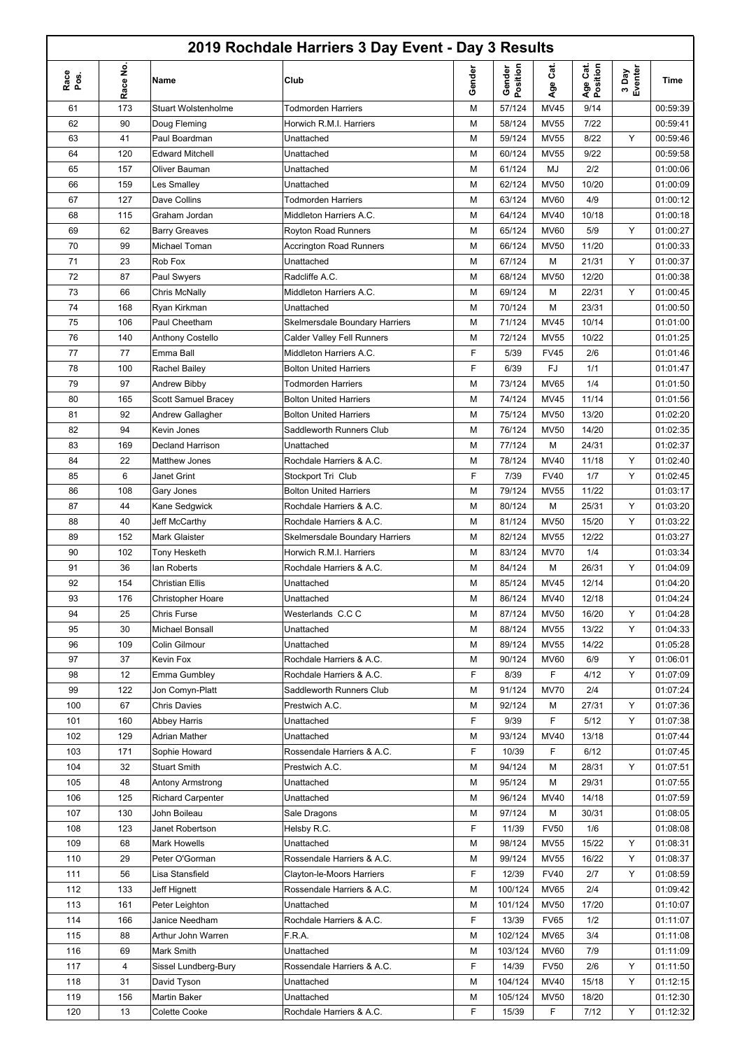# 2019 Rochdale Harriers 3 Day Event - Day 3 Results

| Race Pos. | Race No. | Name | Club | Gender | Gender Position | Age Cat. | Age Cat. Position | 3 Day Eventer | Time |
|---|---|---|---|---|---|---|---|---|---|
| 61 | 173 | Stuart Wolstenholme | Todmorden Harriers | M | 57/124 | MV45 | 9/14 | | 00:59:39 |
| 62 | 90 | Doug Fleming | Horwich R.M.I. Harriers | M | 58/124 | MV55 | 7/22 | | 00:59:41 |
| 63 | 41 | Paul Boardman | Unattached | M | 59/124 | MV55 | 8/22 | Y | 00:59:46 |
| 64 | 120 | Edward Mitchell | Unattached | M | 60/124 | MV55 | 9/22 | | 00:59:58 |
| 65 | 157 | Oliver Bauman | Unattached | M | 61/124 | MJ | 2/2 | | 01:00:06 |
| 66 | 159 | Les Smalley | Unattached | M | 62/124 | MV50 | 10/20 | | 01:00:09 |
| 67 | 127 | Dave Collins | Todmorden Harriers | M | 63/124 | MV60 | 4/9 | | 01:00:12 |
| 68 | 115 | Graham Jordan | Middleton Harriers A.C. | M | 64/124 | MV40 | 10/18 | | 01:00:18 |
| 69 | 62 | Barry Greaves | Royton Road Runners | M | 65/124 | MV60 | 5/9 | Y | 01:00:27 |
| 70 | 99 | Michael Toman | Accrington Road Runners | M | 66/124 | MV50 | 11/20 | | 01:00:33 |
| 71 | 23 | Rob Fox | Unattached | M | 67/124 | M | 21/31 | Y | 01:00:37 |
| 72 | 87 | Paul Swyers | Radcliffe A.C. | M | 68/124 | MV50 | 12/20 | | 01:00:38 |
| 73 | 66 | Chris McNally | Middleton Harriers A.C. | M | 69/124 | M | 22/31 | Y | 01:00:45 |
| 74 | 168 | Ryan Kirkman | Unattached | M | 70/124 | M | 23/31 | | 01:00:50 |
| 75 | 106 | Paul Cheetham | Skelmersdale Boundary Harriers | M | 71/124 | MV45 | 10/14 | | 01:01:00 |
| 76 | 140 | Anthony Costello | Calder Valley Fell Runners | M | 72/124 | MV55 | 10/22 | | 01:01:25 |
| 77 | 77 | Emma Ball | Middleton Harriers A.C. | F | 5/39 | FV45 | 2/6 | | 01:01:46 |
| 78 | 100 | Rachel Bailey | Bolton United Harriers | F | 6/39 | FJ | 1/1 | | 01:01:47 |
| 79 | 97 | Andrew Bibby | Todmorden Harriers | M | 73/124 | MV65 | 1/4 | | 01:01:50 |
| 80 | 165 | Scott Samuel Bracey | Bolton United Harriers | M | 74/124 | MV45 | 11/14 | | 01:01:56 |
| 81 | 92 | Andrew Gallagher | Bolton United Harriers | M | 75/124 | MV50 | 13/20 | | 01:02:20 |
| 82 | 94 | Kevin Jones | Saddleworth Runners Club | M | 76/124 | MV50 | 14/20 | | 01:02:35 |
| 83 | 169 | Decland Harrison | Unattached | M | 77/124 | M | 24/31 | | 01:02:37 |
| 84 | 22 | Matthew Jones | Rochdale Harriers & A.C. | M | 78/124 | MV40 | 11/18 | Y | 01:02:40 |
| 85 | 6 | Janet Grint | Stockport Tri Club | F | 7/39 | FV40 | 1/7 | Y | 01:02:45 |
| 86 | 108 | Gary Jones | Bolton United Harriers | M | 79/124 | MV55 | 11/22 | | 01:03:17 |
| 87 | 44 | Kane Sedgwick | Rochdale Harriers & A.C. | M | 80/124 | M | 25/31 | Y | 01:03:20 |
| 88 | 40 | Jeff McCarthy | Rochdale Harriers & A.C. | M | 81/124 | MV50 | 15/20 | Y | 01:03:22 |
| 89 | 152 | Mark Glaister | Skelmersdale Boundary Harriers | M | 82/124 | MV55 | 12/22 | | 01:03:27 |
| 90 | 102 | Tony Hesketh | Horwich R.M.I. Harriers | M | 83/124 | MV70 | 1/4 | | 01:03:34 |
| 91 | 36 | Ian Roberts | Rochdale Harriers & A.C. | M | 84/124 | M | 26/31 | Y | 01:04:09 |
| 92 | 154 | Christian Ellis | Unattached | M | 85/124 | MV45 | 12/14 | | 01:04:20 |
| 93 | 176 | Christopher Hoare | Unattached | M | 86/124 | MV40 | 12/18 | | 01:04:24 |
| 94 | 25 | Chris Furse | Westerlands C.C C | M | 87/124 | MV50 | 16/20 | Y | 01:04:28 |
| 95 | 30 | Michael Bonsall | Unattached | M | 88/124 | MV55 | 13/22 | Y | 01:04:33 |
| 96 | 109 | Colin Gilmour | Unattached | M | 89/124 | MV55 | 14/22 | | 01:05:28 |
| 97 | 37 | Kevin Fox | Rochdale Harriers & A.C. | M | 90/124 | MV60 | 6/9 | Y | 01:06:01 |
| 98 | 12 | Emma Gumbley | Rochdale Harriers & A.C. | F | 8/39 | F | 4/12 | Y | 01:07:09 |
| 99 | 122 | Jon Comyn-Platt | Saddleworth Runners Club | M | 91/124 | MV70 | 2/4 | | 01:07:24 |
| 100 | 67 | Chris Davies | Prestwich A.C. | M | 92/124 | M | 27/31 | Y | 01:07:36 |
| 101 | 160 | Abbey Harris | Unattached | F | 9/39 | F | 5/12 | Y | 01:07:38 |
| 102 | 129 | Adrian Mather | Unattached | M | 93/124 | MV40 | 13/18 | | 01:07:44 |
| 103 | 171 | Sophie Howard | Rossendale Harriers & A.C. | F | 10/39 | F | 6/12 | | 01:07:45 |
| 104 | 32 | Stuart Smith | Prestwich A.C. | M | 94/124 | M | 28/31 | Y | 01:07:51 |
| 105 | 48 | Antony Armstrong | Unattached | M | 95/124 | M | 29/31 | | 01:07:55 |
| 106 | 125 | Richard Carpenter | Unattached | M | 96/124 | MV40 | 14/18 | | 01:07:59 |
| 107 | 130 | John Boileau | Sale Dragons | M | 97/124 | M | 30/31 | | 01:08:05 |
| 108 | 123 | Janet Robertson | Helsby R.C. | F | 11/39 | FV50 | 1/6 | | 01:08:08 |
| 109 | 68 | Mark Howells | Unattached | M | 98/124 | MV55 | 15/22 | Y | 01:08:31 |
| 110 | 29 | Peter O'Gorman | Rossendale Harriers & A.C. | M | 99/124 | MV55 | 16/22 | Y | 01:08:37 |
| 111 | 56 | Lisa Stansfield | Clayton-le-Moors Harriers | F | 12/39 | FV40 | 2/7 | Y | 01:08:59 |
| 112 | 133 | Jeff Hignett | Rossendale Harriers & A.C. | M | 100/124 | MV65 | 2/4 | | 01:09:42 |
| 113 | 161 | Peter Leighton | Unattached | M | 101/124 | MV50 | 17/20 | | 01:10:07 |
| 114 | 166 | Janice Needham | Rochdale Harriers & A.C. | F | 13/39 | FV65 | 1/2 | | 01:11:07 |
| 115 | 88 | Arthur John Warren | F.R.A. | M | 102/124 | MV65 | 3/4 | | 01:11:08 |
| 116 | 69 | Mark Smith | Unattached | M | 103/124 | MV60 | 7/9 | | 01:11:09 |
| 117 | 4 | Sissel Lundberg-Bury | Rossendale Harriers & A.C. | F | 14/39 | FV50 | 2/6 | Y | 01:11:50 |
| 118 | 31 | David Tyson | Unattached | M | 104/124 | MV40 | 15/18 | Y | 01:12:15 |
| 119 | 156 | Martin Baker | Unattached | M | 105/124 | MV50 | 18/20 | | 01:12:30 |
| 120 | 13 | Colette Cooke | Rochdale Harriers & A.C. | F | 15/39 | F | 7/12 | Y | 01:12:32 |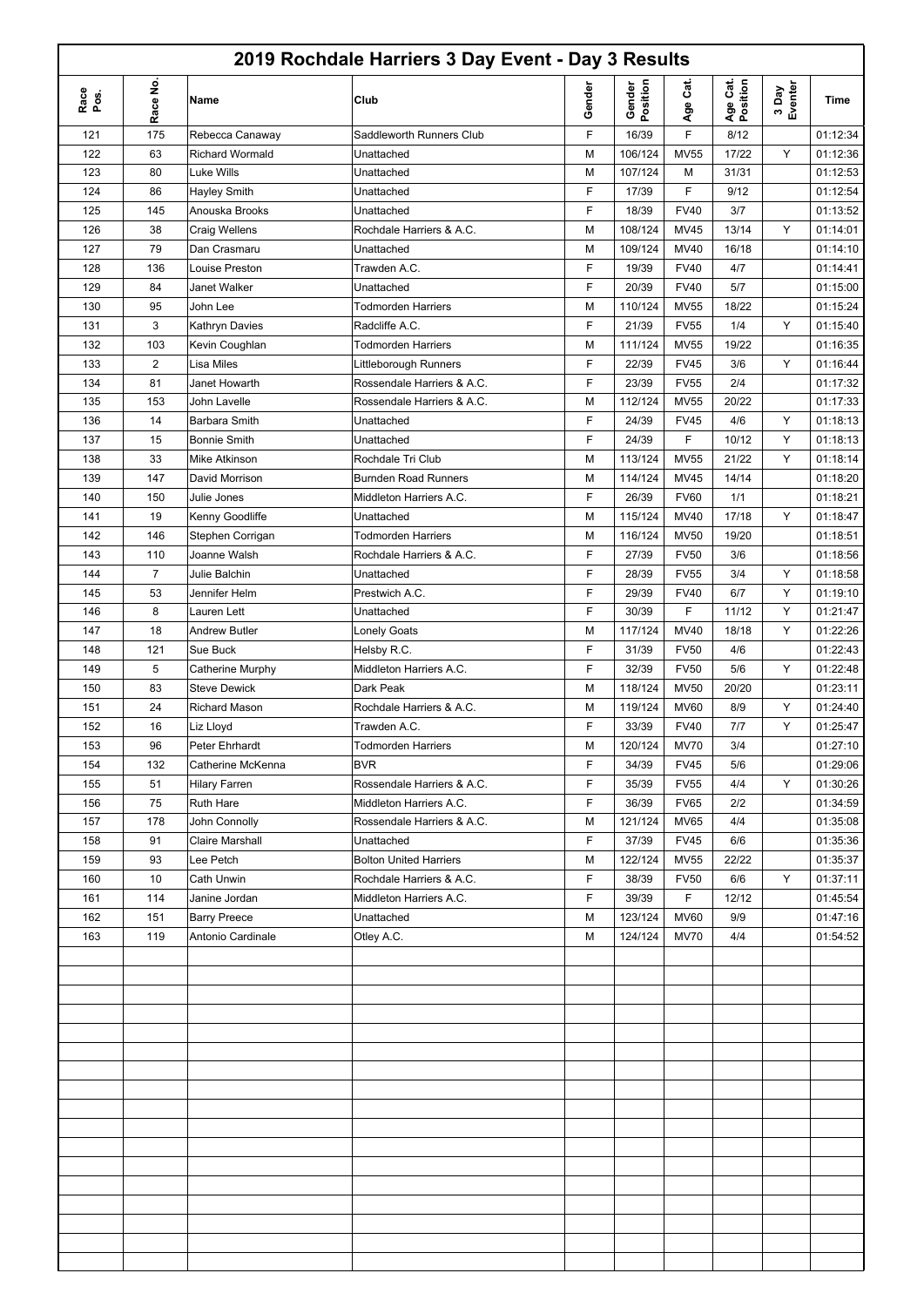# 2019 Rochdale Harriers 3 Day Event - Day 3 Results

| Race Pos. | Race No. | Name | Club | Gender | Gender Position | Age Cat. | Age Cat. Position | 3 Day Eventer | Time |
|---|---|---|---|---|---|---|---|---|---|
| 121 | 175 | Rebecca Canaway | Saddleworth Runners Club | F | 16/39 | F | 8/12 | | 01:12:34 |
| 122 | 63 | Richard Wormald | Unattached | M | 106/124 | MV55 | 17/22 | Y | 01:12:36 |
| 123 | 80 | Luke Wills | Unattached | M | 107/124 | M | 31/31 | | 01:12:53 |
| 124 | 86 | Hayley Smith | Unattached | F | 17/39 | F | 9/12 | | 01:12:54 |
| 125 | 145 | Anouska Brooks | Unattached | F | 18/39 | FV40 | 3/7 | | 01:13:52 |
| 126 | 38 | Craig Wellens | Rochdale Harriers & A.C. | M | 108/124 | MV45 | 13/14 | Y | 01:14:01 |
| 127 | 79 | Dan Crasmaru | Unattached | M | 109/124 | MV40 | 16/18 | | 01:14:10 |
| 128 | 136 | Louise Preston | Trawden A.C. | F | 19/39 | FV40 | 4/7 | | 01:14:41 |
| 129 | 84 | Janet Walker | Unattached | F | 20/39 | FV40 | 5/7 | | 01:15:00 |
| 130 | 95 | John Lee | Todmorden Harriers | M | 110/124 | MV55 | 18/22 | | 01:15:24 |
| 131 | 3 | Kathryn Davies | Radcliffe A.C. | F | 21/39 | FV55 | 1/4 | Y | 01:15:40 |
| 132 | 103 | Kevin Coughlan | Todmorden Harriers | M | 111/124 | MV55 | 19/22 | | 01:16:35 |
| 133 | 2 | Lisa Miles | Littleborough Runners | F | 22/39 | FV45 | 3/6 | Y | 01:16:44 |
| 134 | 81 | Janet Howarth | Rossendale Harriers & A.C. | F | 23/39 | FV55 | 2/4 | | 01:17:32 |
| 135 | 153 | John Lavelle | Rossendale Harriers & A.C. | M | 112/124 | MV55 | 20/22 | | 01:17:33 |
| 136 | 14 | Barbara Smith | Unattached | F | 24/39 | FV45 | 4/6 | Y | 01:18:13 |
| 137 | 15 | Bonnie Smith | Unattached | F | 24/39 | F | 10/12 | Y | 01:18:13 |
| 138 | 33 | Mike Atkinson | Rochdale Tri Club | M | 113/124 | MV55 | 21/22 | Y | 01:18:14 |
| 139 | 147 | David Morrison | Burnden Road Runners | M | 114/124 | MV45 | 14/14 | | 01:18:20 |
| 140 | 150 | Julie Jones | Middleton Harriers A.C. | F | 26/39 | FV60 | 1/1 | | 01:18:21 |
| 141 | 19 | Kenny Goodliffe | Unattached | M | 115/124 | MV40 | 17/18 | Y | 01:18:47 |
| 142 | 146 | Stephen Corrigan | Todmorden Harriers | M | 116/124 | MV50 | 19/20 | | 01:18:51 |
| 143 | 110 | Joanne Walsh | Rochdale Harriers & A.C. | F | 27/39 | FV50 | 3/6 | | 01:18:56 |
| 144 | 7 | Julie Balchin | Unattached | F | 28/39 | FV55 | 3/4 | Y | 01:18:58 |
| 145 | 53 | Jennifer Helm | Prestwich A.C. | F | 29/39 | FV40 | 6/7 | Y | 01:19:10 |
| 146 | 8 | Lauren Lett | Unattached | F | 30/39 | F | 11/12 | Y | 01:21:47 |
| 147 | 18 | Andrew Butler | Lonely Goats | M | 117/124 | MV40 | 18/18 | Y | 01:22:26 |
| 148 | 121 | Sue Buck | Helsby R.C. | F | 31/39 | FV50 | 4/6 | | 01:22:43 |
| 149 | 5 | Catherine Murphy | Middleton Harriers A.C. | F | 32/39 | FV50 | 5/6 | Y | 01:22:48 |
| 150 | 83 | Steve Dewick | Dark Peak | M | 118/124 | MV50 | 20/20 | | 01:23:11 |
| 151 | 24 | Richard Mason | Rochdale Harriers & A.C. | M | 119/124 | MV60 | 8/9 | Y | 01:24:40 |
| 152 | 16 | Liz Lloyd | Trawden A.C. | F | 33/39 | FV40 | 7/7 | Y | 01:25:47 |
| 153 | 96 | Peter Ehrhardt | Todmorden Harriers | M | 120/124 | MV70 | 3/4 | | 01:27:10 |
| 154 | 132 | Catherine McKenna | BVR | F | 34/39 | FV45 | 5/6 | | 01:29:06 |
| 155 | 51 | Hilary Farren | Rossendale Harriers & A.C. | F | 35/39 | FV55 | 4/4 | Y | 01:30:26 |
| 156 | 75 | Ruth Hare | Middleton Harriers A.C. | F | 36/39 | FV65 | 2/2 | | 01:34:59 |
| 157 | 178 | John Connolly | Rossendale Harriers & A.C. | M | 121/124 | MV65 | 4/4 | | 01:35:08 |
| 158 | 91 | Claire Marshall | Unattached | F | 37/39 | FV45 | 6/6 | | 01:35:36 |
| 159 | 93 | Lee Petch | Bolton United Harriers | M | 122/124 | MV55 | 22/22 | | 01:35:37 |
| 160 | 10 | Cath Unwin | Rochdale Harriers & A.C. | F | 38/39 | FV50 | 6/6 | Y | 01:37:11 |
| 161 | 114 | Janine Jordan | Middleton Harriers A.C. | F | 39/39 | F | 12/12 | | 01:45:54 |
| 162 | 151 | Barry Preece | Unattached | M | 123/124 | MV60 | 9/9 | | 01:47:16 |
| 163 | 119 | Antonio Cardinale | Otley A.C. | M | 124/124 | MV70 | 4/4 | | 01:54:52 |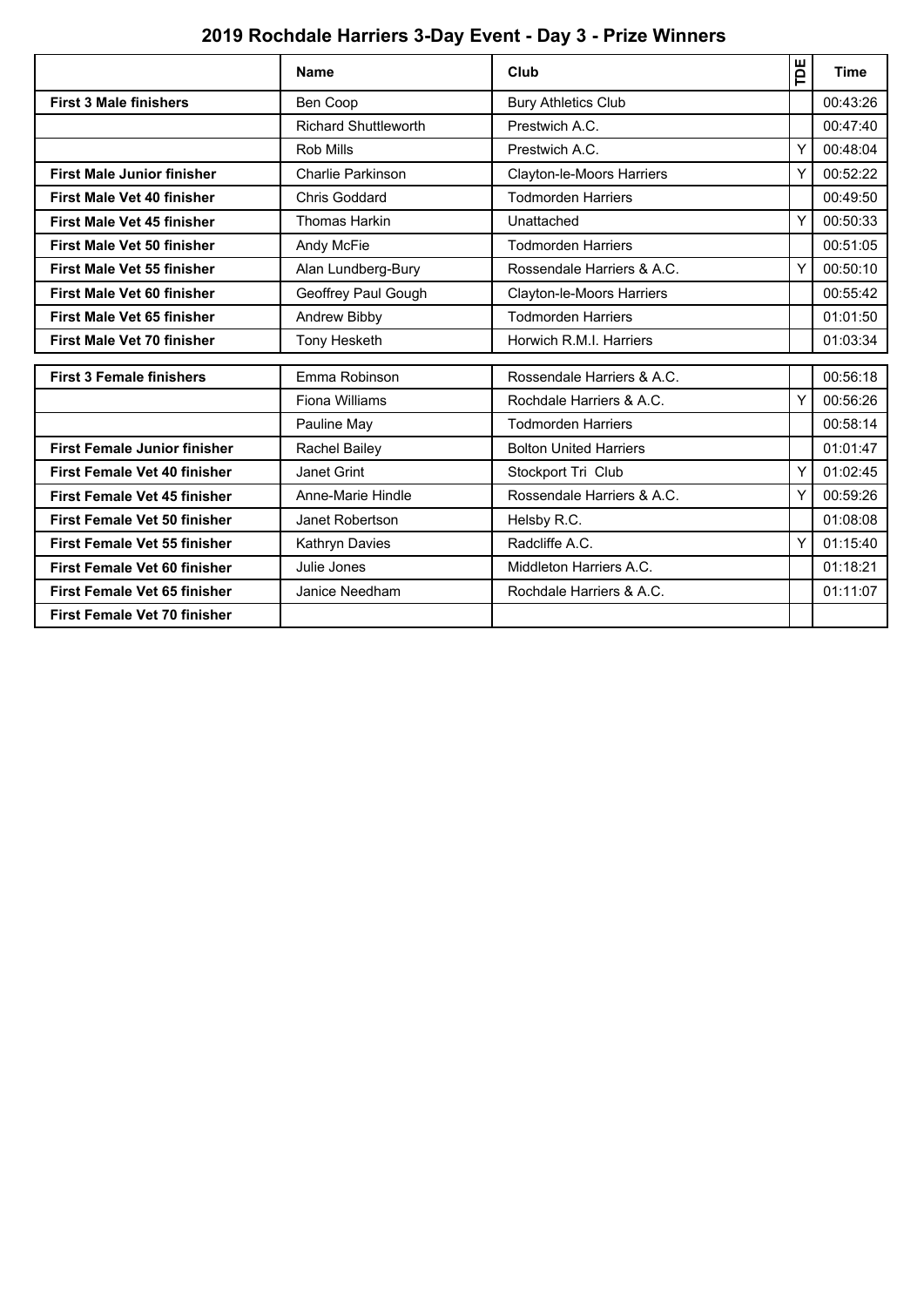# 2019 Rochdale Harriers 3-Day Event - Day 3 - Prize Winners

| | Name | Club | TDE | Time |
|---|---|---|---|---|
| **First 3 Male finishers** | Ben Coop | Bury Athletics Club | | 00:43:26 |
| | Richard Shuttleworth | Prestwich A.C. | | 00:47:40 |
| | Rob Mills | Prestwich A.C. | Y | 00:48:04 |
| **First Male Junior finisher** | Charlie Parkinson | Clayton-le-Moors Harriers | Y | 00:52:22 |
| **First Male Vet 40 finisher** | Chris Goddard | Todmorden Harriers | | 00:49:50 |
| **First Male Vet 45 finisher** | Thomas Harkin | Unattached | Y | 00:50:33 |
| **First Male Vet 50 finisher** | Andy McFie | Todmorden Harriers | | 00:51:05 |
| **First Male Vet 55 finisher** | Alan Lundberg-Bury | Rossendale Harriers & A.C. | Y | 00:50:10 |
| **First Male Vet 60 finisher** | Geoffrey Paul Gough | Clayton-le-Moors Harriers | | 00:55:42 |
| **First Male Vet 65 finisher** | Andrew Bibby | Todmorden Harriers | | 01:01:50 |
| **First Male Vet 70 finisher** | Tony Hesketh | Horwich R.M.I. Harriers | | 01:03:34 |
| **First 3 Female finishers** | Emma Robinson | Rossendale Harriers & A.C. | | 00:56:18 |
| | Fiona Williams | Rochdale Harriers & A.C. | Y | 00:56:26 |
| | Pauline May | Todmorden Harriers | | 00:58:14 |
| **First Female Junior finisher** | Rachel Bailey | Bolton United Harriers | | 01:01:47 |
| **First Female Vet 40 finisher** | Janet Grint | Stockport Tri Club | Y | 01:02:45 |
| **First Female Vet 45 finisher** | Anne-Marie Hindle | Rossendale Harriers & A.C. | Y | 00:59:26 |
| **First Female Vet 50 finisher** | Janet Robertson | Helsby R.C. | | 01:08:08 |
| **First Female Vet 55 finisher** | Kathryn Davies | Radcliffe A.C. | Y | 01:15:40 |
| **First Female Vet 60 finisher** | Julie Jones | Middleton Harriers A.C. | | 01:18:21 |
| **First Female Vet 65 finisher** | Janice Needham | Rochdale Harriers & A.C. | | 01:11:07 |
| **First Female Vet 70 finisher** | | | | |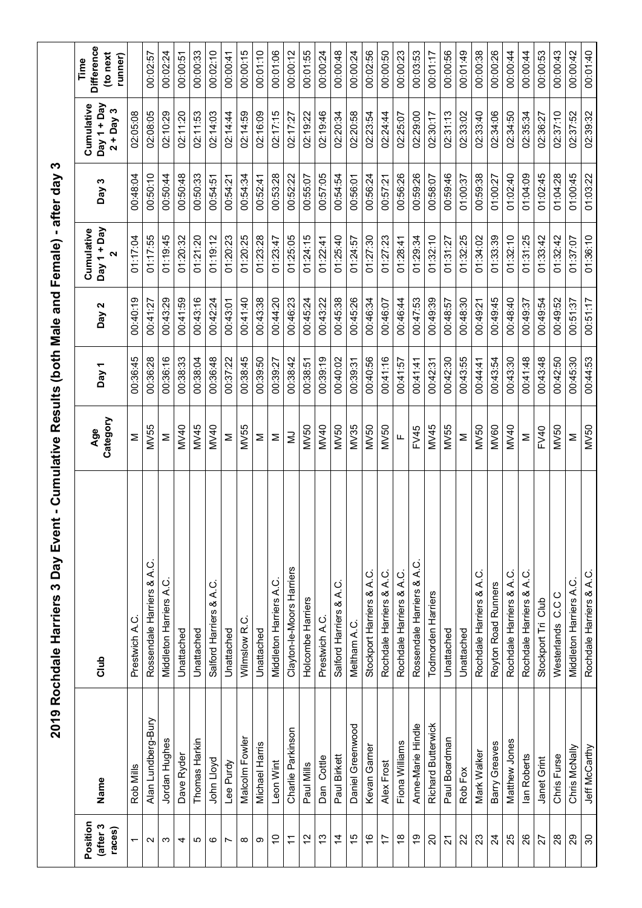# 2019 Rochdale Harriers 3 Day Event - Cumulative Results (both Male and Female) - after day 3

| Position (after 3 races) | Name | Club | Age Category | Day 1 | Day 2 | Cumulative Day 1 + Day 2 | Day 3 | Cumulative Day 1 + Day 2 + Day 3 | Time Difference (to next runner) |
|---|---|---|---|---|---|---|---|---|---|
| 1 | Rob Mills | Prestwich A.C. | M | 00:36:45 | 00:40:19 | 01:17:04 | 00:48:04 | 02:05:08 | |
| 2 | Alan Lundberg-Bury | Rossendale Harriers & A.C. | MV55 | 00:36:28 | 00:41:27 | 01:17:55 | 00:50:10 | 02:08:05 | 00:02:57 |
| 3 | Jordan Hughes | Middleton Harriers A.C. | M | 00:36:16 | 00:43:29 | 01:19:45 | 00:50:44 | 02:10:29 | 00:02:24 |
| 4 | Dave Ryder | Unattached | MV40 | 00:38:33 | 00:41:59 | 01:20:32 | 00:50:48 | 02:11:20 | 00:00:51 |
| 5 | Thomas Harkin | Unattached | MV45 | 00:38:04 | 00:43:16 | 01:21:20 | 00:50:33 | 02:11:53 | 00:00:33 |
| 6 | John Lloyd | Salford Harriers & A.C. | MV40 | 00:36:48 | 00:42:24 | 01:19:12 | 00:54:51 | 02:14:03 | 00:02:10 |
| 7 | Lee Purdy | Unattached | M | 00:37:22 | 00:43:01 | 01:20:23 | 00:54:21 | 02:14:44 | 00:00:41 |
| 8 | Malcolm Fowler | Wilmslow R.C. | MV55 | 00:38:45 | 00:41:40 | 01:20:25 | 00:54:34 | 02:14:59 | 00:00:15 |
| 9 | Michael Harris | Unattached | M | 00:39:50 | 00:43:38 | 01:23:28 | 00:52:41 | 02:16:09 | 00:01:10 |
| 10 | Leon Wint | Middleton Harriers A.C. | M | 00:39:27 | 00:44:20 | 01:23:47 | 00:53:28 | 02:17:15 | 00:01:06 |
| 11 | Charlie Parkinson | Clayton-le-Moors Harriers | MJ | 00:38:42 | 00:46:23 | 01:25:05 | 00:52:22 | 02:17:27 | 00:00:12 |
| 12 | Paul Mills | Holcombe Harriers | MV50 | 00:38:51 | 00:45:24 | 01:24:15 | 00:55:07 | 02:19:22 | 00:01:55 |
| 13 | Dan Cottle | Prestwich A.C. | MV40 | 00:39:19 | 00:43:22 | 01:22:41 | 00:57:05 | 02:19:46 | 00:00:24 |
| 14 | Paul Birkett | Salford Harriers & A.C. | MV50 | 00:40:02 | 00:45:38 | 01:25:40 | 00:54:54 | 02:20:34 | 00:00:48 |
| 15 | Daniel Greenwood | Meltham A.C. | MV35 | 00:39:31 | 00:45:26 | 01:24:57 | 00:56:01 | 02:20:58 | 00:00:24 |
| 16 | Kevan Garner | Stockport Harriers & A.C. | MV50 | 00:40:56 | 00:46:34 | 01:27:30 | 00:56:24 | 02:23:54 | 00:02:56 |
| 17 | Alex Frost | Rochdale Harriers & A.C. | MV50 | 00:41:16 | 00:46:07 | 01:27:23 | 00:57:21 | 02:24:44 | 00:00:50 |
| 18 | Fiona Williams | Rochdale Harriers & A.C. | F | 00:41:57 | 00:46:44 | 01:28:41 | 00:56:26 | 02:25:07 | 00:00:23 |
| 19 | Anne-Marie Hindle | Rossendale Harriers & A.C. | FV45 | 00:41:41 | 00:47:53 | 01:29:34 | 00:59:26 | 02:29:00 | 00:03:53 |
| 20 | Richard Butterwick | Todmorden Harriers | MV45 | 00:42:31 | 00:49:39 | 01:32:10 | 00:58:07 | 02:30:17 | 00:01:17 |
| 21 | Paul Boardman | Unattached | MV55 | 00:42:30 | 00:48:57 | 01:31:27 | 00:59:46 | 02:31:13 | 00:00:56 |
| 22 | Rob Fox | Unattached | M | 00:43:55 | 00:48:30 | 01:32:25 | 01:00:37 | 02:33:02 | 00:01:49 |
| 23 | Mark Walker | Rochdale Harriers & A.C. | MV50 | 00:44:41 | 00:49:21 | 01:34:02 | 00:59:38 | 02:33:40 | 00:00:38 |
| 24 | Barry Greaves | Royton Road Runners | MV60 | 00:43:54 | 00:49:45 | 01:33:39 | 01:00:27 | 02:34:06 | 00:00:26 |
| 25 | Matthew Jones | Rochdale Harriers & A.C. | MV40 | 00:43:30 | 00:48:40 | 01:32:10 | 01:02:40 | 02:34:50 | 00:00:44 |
| 26 | Ian Roberts | Rochdale Harriers & A.C. | M | 00:41:48 | 00:49:37 | 01:31:25 | 01:04:09 | 02:35:34 | 00:00:44 |
| 27 | Janet Grint | Stockport Tri Club | FV40 | 00:43:48 | 00:49:54 | 01:33:42 | 01:02:45 | 02:36:27 | 00:00:53 |
| 28 | Chris Furse | Westerlands C.C.C | MV50 | 00:42:50 | 00:49:52 | 01:32:42 | 01:04:28 | 02:37:10 | 00:00:43 |
| 29 | Chris McNally | Middleton Harriers A.C. | M | 00:45:30 | 00:51:37 | 01:37:07 | 01:00:45 | 02:37:52 | 00:00:42 |
| 30 | Jeff McCarthy | Rochdale Harriers & A.C. | MV50 | 00:44:53 | 00:51:17 | 01:36:10 | 01:03:22 | 02:39:32 | 00:01:40 |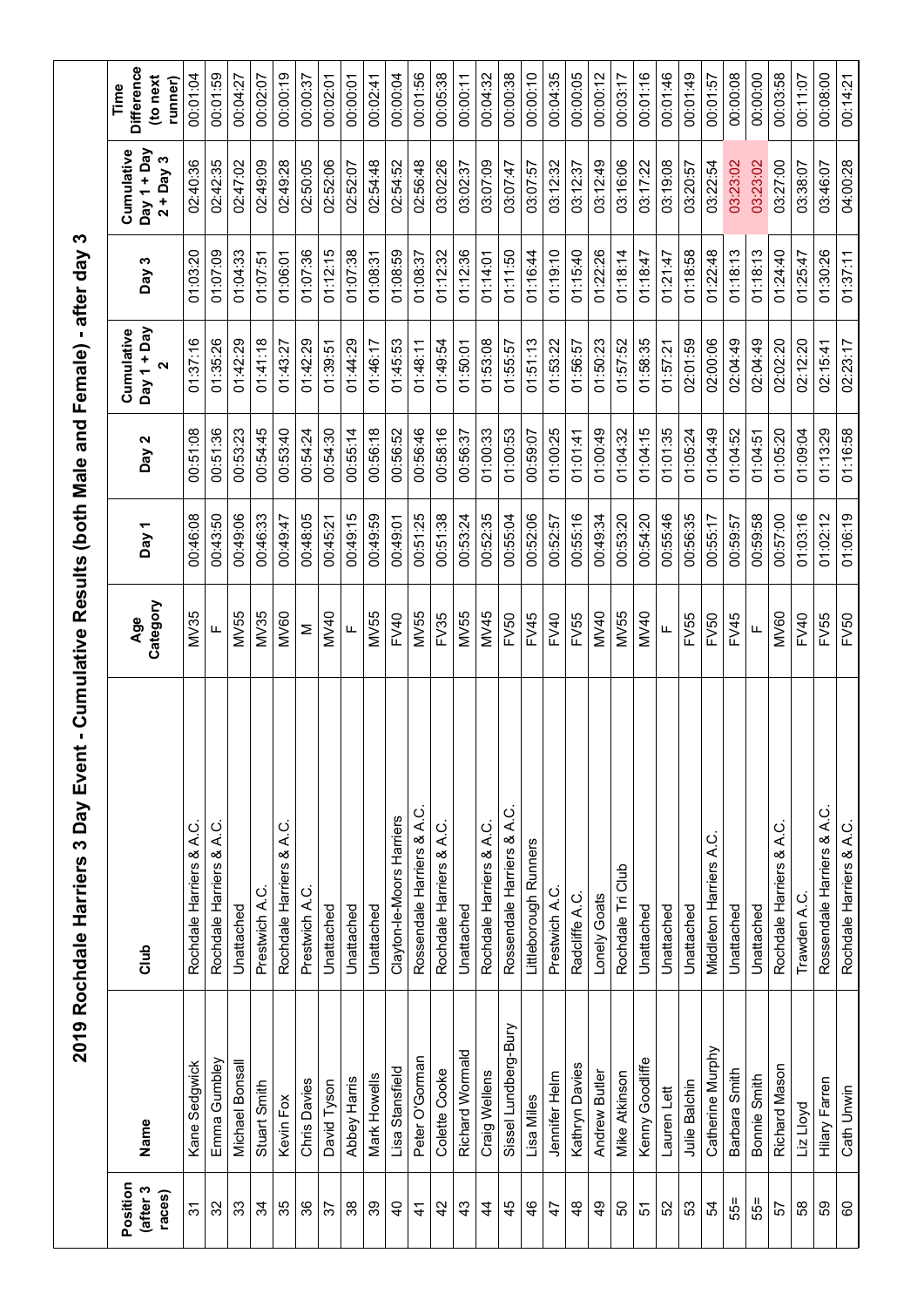# 2019 Rochdale Harriers 3 Day Event - Cumulative Results (both Male and Female) - after day 3

| Position (after 3 races) | Name | Club | Age Category | Day 1 | Day 2 | Cumulative Day 1 + Day 2 | Day 3 | Cumulative Day 1 + Day 2 + Day 3 | Time Difference (to next runner) |
|---|---|---|---|---|---|---|---|---|---|
| 31 | Kane Sedgwick | Rochdale Harriers & A.C. | MV35 | 00:46:08 | 00:51:08 | 01:37:16 | 01:03:20 | 02:40:36 | 00:01:04 |
| 32 | Emma Gumbley | Rochdale Harriers & A.C. | F | 00:43:50 | 00:51:36 | 01:35:26 | 01:07:09 | 02:42:35 | 00:01:59 |
| 33 | Michael Bonsall | Unattached | MV55 | 00:49:06 | 00:53:23 | 01:42:29 | 01:04:33 | 02:47:02 | 00:04:27 |
| 34 | Stuart Smith | Prestwich A.C. | MV35 | 00:46:33 | 00:54:45 | 01:41:18 | 01:07:51 | 02:49:09 | 00:02:07 |
| 35 | Kevin Fox | Rochdale Harriers & A.C. | MV60 | 00:49:47 | 00:53:40 | 01:43:27 | 01:06:01 | 02:49:28 | 00:00:19 |
| 36 | Chris Davies | Prestwich A.C. | M | 00:48:05 | 00:54:24 | 01:42:29 | 01:07:36 | 02:50:05 | 00:00:37 |
| 37 | David Tyson | Unattached | MV40 | 00:45:21 | 00:54:30 | 01:39:51 | 01:12:15 | 02:52:06 | 00:02:01 |
| 38 | Abbey Harris | Unattached | F | 00:49:15 | 00:55:14 | 01:44:29 | 01:07:38 | 02:52:07 | 00:00:01 |
| 39 | Mark Howells | Unattached | MV55 | 00:49:59 | 00:56:18 | 01:46:17 | 01:08:31 | 02:54:48 | 00:02:41 |
| 40 | Lisa Stansfield | Clayton-le-Moors Harriers | FV40 | 00:49:01 | 00:56:52 | 01:45:53 | 01:08:59 | 02:54:52 | 00:00:04 |
| 41 | Peter O'Gorman | Rossendale Harriers & A.C. | MV55 | 00:51:25 | 00:56:46 | 01:48:11 | 01:08:37 | 02:56:48 | 00:01:56 |
| 42 | Colette Cooke | Rochdale Harriers & A.C. | FV35 | 00:51:38 | 00:58:16 | 01:49:54 | 01:12:32 | 03:02:26 | 00:05:38 |
| 43 | Richard Wormald | Unattached | MV55 | 00:53:24 | 00:56:37 | 01:50:01 | 01:12:36 | 03:02:37 | 00:00:11 |
| 44 | Craig Wellens | Rochdale Harriers & A.C. | MV45 | 00:52:35 | 01:00:33 | 01:53:08 | 01:14:01 | 03:07:09 | 00:04:32 |
| 45 | Sissel Lundberg-Bury | Rossendale Harriers & A.C. | FV50 | 00:55:04 | 01:00:53 | 01:55:57 | 01:11:50 | 03:07:47 | 00:00:38 |
| 46 | Lisa Miles | Littleborough Runners | FV45 | 00:52:06 | 00:59:07 | 01:51:13 | 01:16:44 | 03:07:57 | 00:00:10 |
| 47 | Jennifer Helm | Prestwich A.C. | FV40 | 00:52:57 | 01:00:25 | 01:53:22 | 01:19:10 | 03:12:32 | 00:04:35 |
| 48 | Kathryn Davies | Radcliffe A.C. | FV55 | 00:55:16 | 01:01:41 | 01:56:57 | 01:15:40 | 03:12:37 | 00:00:05 |
| 49 | Andrew Butler | Lonely Goats | MV40 | 00:49:34 | 01:00:49 | 01:50:23 | 01:22:26 | 03:12:49 | 00:00:12 |
| 50 | Mike Atkinson | Rochdale Tri Club | MV55 | 00:53:20 | 01:04:32 | 01:57:52 | 01:18:14 | 03:16:06 | 00:03:17 |
| 51 | Kenny Goodliffe | Unattached | MV40 | 00:54:20 | 01:04:15 | 01:58:35 | 01:18:47 | 03:17:22 | 00:01:16 |
| 52 | Lauren Lett | Unattached | F | 00:55:46 | 01:01:35 | 01:57:21 | 01:21:47 | 03:19:08 | 00:01:46 |
| 53 | Julie Balchin | Unattached | FV55 | 00:56:35 | 01:05:24 | 02:01:59 | 01:18:58 | 03:20:57 | 00:01:49 |
| 54 | Catherine Murphy | Middleton Harriers A.C. | FV50 | 00:55:17 | 01:04:49 | 02:00:06 | 01:22:48 | 03:22:54 | 00:01:57 |
| 55= | Barbara Smith | Unattached | FV45 | 00:59:57 | 01:04:52 | 02:04:49 | 01:18:13 | 03:23:02 | 00:00:08 |
| 55= | Bonnie Smith | Unattached | F | 00:59:58 | 01:04:51 | 02:04:49 | 01:18:13 | 03:23:02 | 00:00:00 |
| 57 | Richard Mason | Rochdale Harriers & A.C. | MV60 | 00:57:00 | 01:05:20 | 02:02:20 | 01:24:40 | 03:27:00 | 00:03:58 |
| 58 | Liz Lloyd | Trawden A.C. | FV40 | 01:03:16 | 01:09:04 | 02:12:20 | 01:25:47 | 03:38:07 | 00:11:07 |
| 59 | Hilary Farren | Rossendale Harriers & A.C. | FV55 | 01:02:12 | 01:13:29 | 02:15:41 | 01:30:26 | 03:46:07 | 00:08:00 |
| 60 | Cath Unwin | Rochdale Harriers & A.C. | FV50 | 01:06:19 | 01:16:58 | 02:23:17 | 01:37:11 | 04:00:28 | 00:14:21 |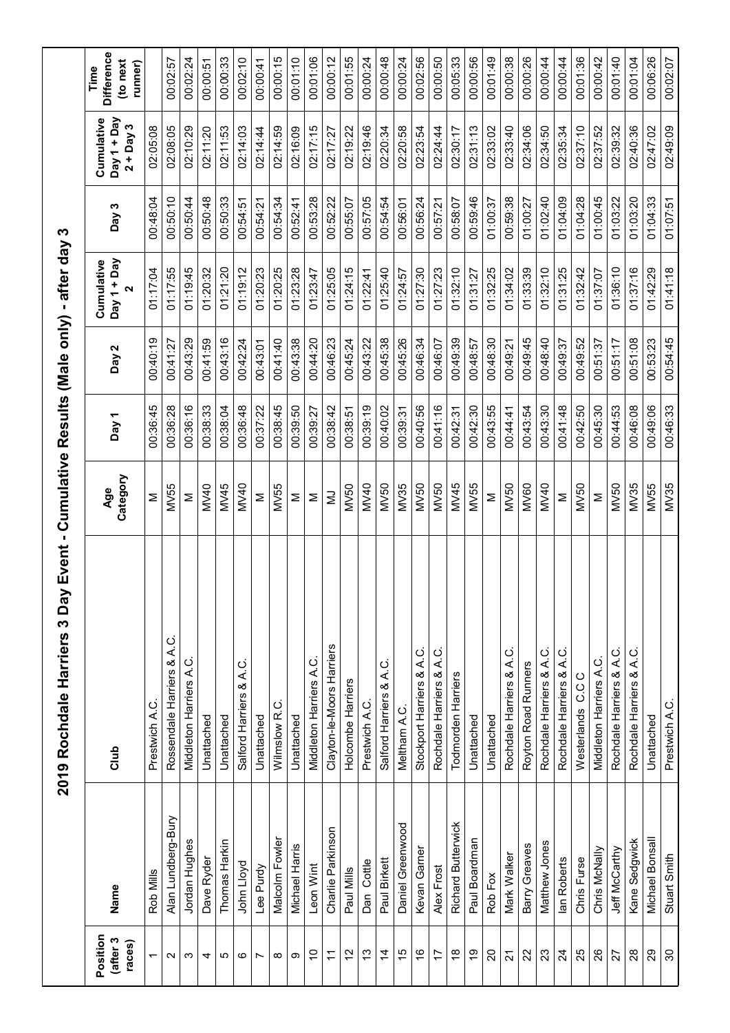# 2019 Rochdale Harriers 3 Day Event - Cumulative Results (Male only) - after day 3

| Position (after 3 races) | Name | Club | Age Category | Day 1 | Day 2 | Cumulative Day 1 + Day 2 | Day 3 | Cumulative Day 1 + Day 2 + Day 3 | Time Difference (to next runner) |
|---|---|---|---|---|---|---|---|---|---|
| 1 | Rob Mills | Prestwich A.C. | M | 00:36:45 | 00:40:19 | 01:17:04 | 00:48:04 | 02:05:08 | |
| 2 | Alan Lundberg-Bury | Rossendale Harriers & A.C. | MV55 | 00:36:28 | 00:41:27 | 01:17:55 | 00:50:10 | 02:08:05 | 00:02:57 |
| 3 | Jordan Hughes | Middleton Harriers A.C. | M | 00:36:16 | 00:43:29 | 01:19:45 | 00:50:44 | 02:10:29 | 00:02:24 |
| 4 | Dave Ryder | Unattached | MV40 | 00:38:33 | 00:41:59 | 01:20:32 | 00:50:48 | 02:11:20 | 00:00:51 |
| 5 | Thomas Harkin | Unattached | MV45 | 00:38:04 | 00:43:16 | 01:21:20 | 00:50:33 | 02:11:53 | 00:00:33 |
| 6 | John Lloyd | Salford Harriers & A.C. | MV40 | 00:36:48 | 00:42:24 | 01:19:12 | 00:54:51 | 02:14:03 | 00:02:10 |
| 7 | Lee Purdy | Unattached | M | 00:37:22 | 00:43:01 | 01:20:23 | 00:54:21 | 02:14:44 | 00:00:41 |
| 8 | Malcolm Fowler | Wilmslow R.C. | MV55 | 00:38:45 | 00:41:40 | 01:20:25 | 00:54:34 | 02:14:59 | 00:00:15 |
| 9 | Michael Harris | Unattached | M | 00:39:50 | 00:43:38 | 01:23:28 | 00:52:41 | 02:16:09 | 00:01:10 |
| 10 | Leon Wint | Middleton Harriers A.C. | M | 00:39:27 | 00:44:20 | 01:23:47 | 00:53:28 | 02:17:15 | 00:01:06 |
| 11 | Charlie Parkinson | Clayton-le-Moors Harriers | MJ | 00:38:42 | 00:46:23 | 01:25:05 | 00:52:22 | 02:17:27 | 00:00:12 |
| 12 | Paul Mills | Holcombe Harriers | MV50 | 00:38:51 | 00:45:24 | 01:24:15 | 00:55:07 | 02:19:22 | 00:01:55 |
| 13 | Dan Cottle | Prestwich A.C. | MV40 | 00:39:19 | 00:43:22 | 01:22:41 | 00:57:05 | 02:19:46 | 00:00:24 |
| 14 | Paul Birkett | Salford Harriers & A.C. | MV50 | 00:40:02 | 00:45:38 | 01:25:40 | 00:54:54 | 02:20:34 | 00:00:48 |
| 15 | Daniel Greenwood | Meltham A.C. | MV35 | 00:39:31 | 00:45:26 | 01:24:57 | 00:56:01 | 02:20:58 | 00:00:24 |
| 16 | Kevan Garner | Stockport Harriers & A.C. | MV50 | 00:40:56 | 00:46:34 | 01:27:30 | 00:56:24 | 02:23:54 | 00:02:56 |
| 17 | Alex Frost | Rochdale Harriers & A.C. | MV50 | 00:41:16 | 00:46:07 | 01:27:23 | 00:57:21 | 02:24:44 | 00:00:50 |
| 18 | Richard Butterwick | Todmorden Harriers | MV45 | 00:42:31 | 00:49:39 | 01:32:10 | 00:58:07 | 02:30:17 | 00:05:33 |
| 19 | Paul Boardman | Unattached | MV55 | 00:42:30 | 00:48:57 | 01:31:27 | 00:59:46 | 02:31:13 | 00:00:56 |
| 20 | Rob Fox | Unattached | M | 00:43:55 | 00:48:30 | 01:32:25 | 01:00:37 | 02:33:02 | 00:01:49 |
| 21 | Mark Walker | Rochdale Harriers & A.C. | MV50 | 00:44:41 | 00:49:21 | 01:34:02 | 00:59:38 | 02:33:40 | 00:00:38 |
| 22 | Barry Greaves | Royton Road Runners | MV60 | 00:43:54 | 00:49:45 | 01:33:39 | 01:00:27 | 02:34:06 | 00:00:26 |
| 23 | Matthew Jones | Rochdale Harriers & A.C. | MV40 | 00:43:30 | 00:48:40 | 01:32:10 | 01:02:40 | 02:34:50 | 00:00:44 |
| 24 | Ian Roberts | Rochdale Harriers & A.C. | M | 00:41:48 | 00:49:37 | 01:31:25 | 01:04:09 | 02:35:34 | 00:00:44 |
| 25 | Chris Furse | Westerlands C.C C | MV50 | 00:42:50 | 00:49:52 | 01:32:42 | 01:04:28 | 02:37:10 | 00:01:36 |
| 26 | Chris McNally | Middleton Harriers A.C. | M | 00:45:30 | 00:51:37 | 01:37:07 | 01:00:45 | 02:37:52 | 00:00:42 |
| 27 | Jeff McCarthy | Rochdale Harriers & A.C. | MV50 | 00:44:53 | 00:51:17 | 01:36:10 | 01:03:22 | 02:39:32 | 00:01:40 |
| 28 | Kane Sedgwick | Rochdale Harriers & A.C. | MV35 | 00:46:08 | 00:51:08 | 01:37:16 | 01:03:20 | 02:40:36 | 00:01:04 |
| 29 | Michael Bonsall | Unattached | MV55 | 00:49:06 | 00:53:23 | 01:42:29 | 01:04:33 | 02:47:02 | 00:06:26 |
| 30 | Stuart Smith | Prestwich A.C. | MV35 | 00:46:33 | 00:54:45 | 01:41:18 | 01:07:51 | 02:49:09 | 00:02:07 |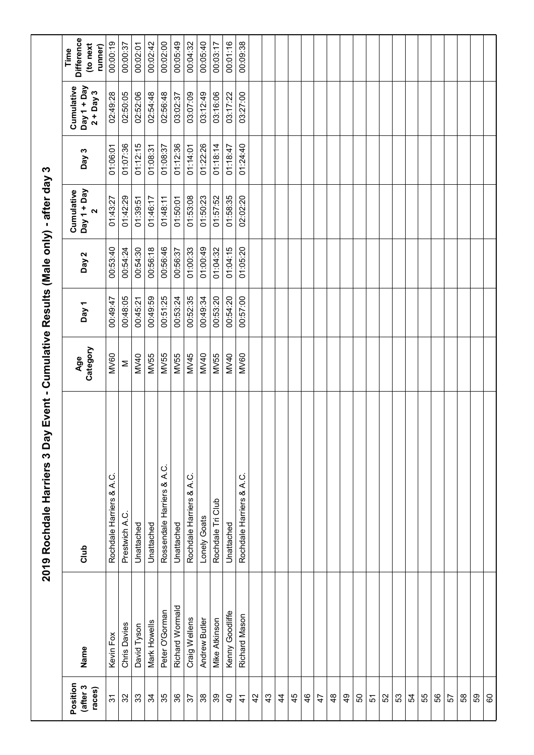# 2019 Rochdale Harriers 3 Day Event - Cumulative Results (Male only) - after day 3

| Position (after 3 races) | Name | Club | Age Category | Day 1 | Day 2 | Cumulative Day 1 + Day 2 | Day 3 | Cumulative Day 1 + Day 2 + Day 3 | Time Difference (to next runner) |
|---|---|---|---|---|---|---|---|---|---|
| 31 | Kevin Fox | Rochdale Harriers & A.C. | MV60 | 00:49:47 | 00:53:40 | 01:43:27 | 01:06:01 | 02:49:28 | 00:00:19 |
| 32 | Chris Davies | Prestwich A.C. | M | 00:48:05 | 00:54:24 | 01:42:29 | 01:07:36 | 02:50:05 | 00:00:37 |
| 33 | David Tyson | Unattached | MV40 | 00:45:21 | 00:54:30 | 01:39:51 | 01:12:15 | 02:52:06 | 00:02:01 |
| 34 | Mark Howells | Unattached | MV55 | 00:49:59 | 00:56:18 | 01:46:17 | 01:08:31 | 02:54:48 | 00:02:42 |
| 35 | Peter O'Gorman | Rossendale Harriers & A.C. | MV55 | 00:51:25 | 00:56:46 | 01:48:11 | 01:08:37 | 02:56:48 | 00:02:00 |
| 36 | Richard Wormald | Unattached | MV55 | 00:53:24 | 00:56:37 | 01:50:01 | 01:12:36 | 03:02:37 | 00:05:49 |
| 37 | Craig Wellens | Rochdale Harriers & A.C. | MV45 | 00:52:35 | 01:00:33 | 01:53:08 | 01:14:01 | 03:07:09 | 00:04:32 |
| 38 | Andrew Butler | Lonely Goats | MV40 | 00:49:34 | 01:00:49 | 01:50:23 | 01:22:26 | 03:12:49 | 00:05:40 |
| 39 | Mike Atkinson | Rochdale Tri Club | MV55 | 00:53:20 | 01:04:32 | 01:57:52 | 01:18:14 | 03:16:06 | 00:03:17 |
| 40 | Kenny Goodliffe | Unattached | MV40 | 00:54:20 | 01:04:15 | 01:58:35 | 01:18:47 | 03:17:22 | 00:01:16 |
| 41 | Richard Mason | Rochdale Harriers & A.C. | MV60 | 00:57:00 | 01:05:20 | 02:02:20 | 01:24:40 | 03:27:00 | 00:09:38 |
| 42 | | | | | | | | | |
| 43 | | | | | | | | | |
| 44 | | | | | | | | | |
| 45 | | | | | | | | | |
| 46 | | | | | | | | | |
| 47 | | | | | | | | | |
| 48 | | | | | | | | | |
| 49 | | | | | | | | | |
| 50 | | | | | | | | | |
| 51 | | | | | | | | | |
| 52 | | | | | | | | | |
| 53 | | | | | | | | | |
| 54 | | | | | | | | | |
| 55 | | | | | | | | | |
| 56 | | | | | | | | | |
| 57 | | | | | | | | | |
| 58 | | | | | | | | | |
| 59 | | | | | | | | | |
| 60 | | | | | | | | | |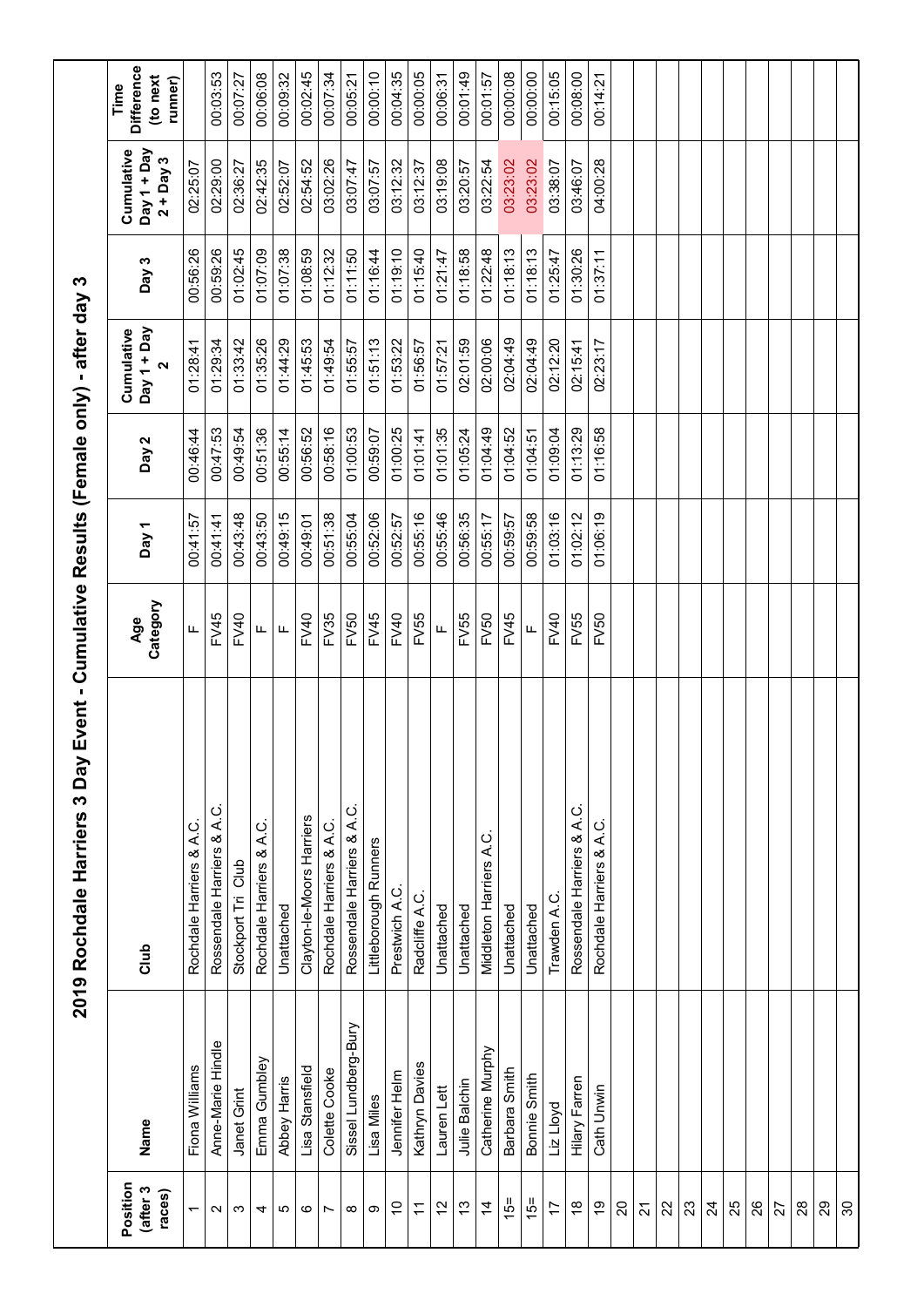# 2019 Rochdale Harriers 3 Day Event - Cumulative Results (Female only) - after day 3

| Position (after 3 races) | Name | Club | Age Category | Day 1 | Day 2 | Cumulative Day 1 + Day 2 | Day 3 | Cumulative Day 1 + Day 2 + Day 3 | Time Difference (to next runner) |
|---|---|---|---|---|---|---|---|---|---|
| 1 | Fiona Williams | Rochdale Harriers & A.C. | F | 00:41:57 | 00:46:44 | 01:28:41 | 00:56:26 | 02:25:07 | |
| 2 | Anne-Marie Hindle | Rossendale Harriers & A.C. | FV45 | 00:41:41 | 00:47:53 | 01:29:34 | 00:59:26 | 02:29:00 | 00:03:53 |
| 3 | Janet Grint | Stockport Tri Club | FV40 | 00:43:48 | 00:49:54 | 01:33:42 | 01:02:45 | 02:36:27 | 00:07:27 |
| 4 | Emma Gumbley | Rochdale Harriers & A.C. | F | 00:43:50 | 00:51:36 | 01:35:26 | 01:07:09 | 02:42:35 | 00:06:08 |
| 5 | Abbey Harris | Unattached | F | 00:49:15 | 00:55:14 | 01:44:29 | 01:07:38 | 02:52:07 | 00:09:32 |
| 6 | Lisa Stansfield | Clayton-le-Moors Harriers | FV40 | 00:49:01 | 00:56:52 | 01:45:53 | 01:08:59 | 02:54:52 | 00:02:45 |
| 7 | Colette Cooke | Rochdale Harriers & A.C. | FV35 | 00:51:38 | 00:58:16 | 01:49:54 | 01:12:32 | 03:02:26 | 00:07:34 |
| 8 | Sissel Lundberg-Bury | Rossendale Harriers & A.C. | FV50 | 00:55:04 | 01:00:53 | 01:55:57 | 01:11:50 | 03:07:47 | 00:05:21 |
| 9 | Lisa Miles | Littleborough Runners | FV45 | 00:52:06 | 00:59:07 | 01:51:13 | 01:16:44 | 03:07:57 | 00:00:10 |
| 10 | Jennifer Helm | Prestwich A.C. | FV40 | 00:52:57 | 01:00:25 | 01:53:22 | 01:19:10 | 03:12:32 | 00:04:35 |
| 11 | Kathryn Davies | Radcliffe A.C. | FV55 | 00:55:16 | 01:01:41 | 01:56:57 | 01:15:40 | 03:12:37 | 00:00:05 |
| 12 | Lauren Lett | Unattached | F | 00:55:46 | 01:01:35 | 01:57:21 | 01:21:47 | 03:19:08 | 00:06:31 |
| 13 | Julie Balchin | Unattached | FV55 | 00:56:35 | 01:05:24 | 02:01:59 | 01:18:58 | 03:20:57 | 00:01:49 |
| 14 | Catherine Murphy | Middleton Harriers A.C. | FV50 | 00:55:17 | 01:04:49 | 02:00:06 | 01:22:48 | 03:22:54 | 00:01:57 |
| 15= | Barbara Smith | Unattached | FV45 | 00:59:57 | 01:04:52 | 02:04:49 | 01:18:13 | 03:23:02 | 00:00:08 |
| 15= | Bonnie Smith | Unattached | F | 00:59:58 | 01:04:51 | 02:04:49 | 01:18:13 | 03:23:02 | 00:00:00 |
| 17 | Liz Lloyd | Trawden A.C. | FV40 | 01:03:16 | 01:09:04 | 02:12:20 | 01:25:47 | 03:38:07 | 00:15:05 |
| 18 | Hilary Farren | Rossendale Harriers & A.C. | FV55 | 01:02:12 | 01:13:29 | 02:15:41 | 01:30:26 | 03:46:07 | 00:08:00 |
| 19 | Cath Unwin | Rochdale Harriers & A.C. | FV50 | 01:06:19 | 01:16:58 | 02:23:17 | 01:37:11 | 04:00:28 | 00:14:21 |
| 20 | | | | | | | | | |
| 21 | | | | | | | | | |
| 22 | | | | | | | | | |
| 23 | | | | | | | | | |
| 24 | | | | | | | | | |
| 25 | | | | | | | | | |
| 26 | | | | | | | | | |
| 27 | | | | | | | | | |
| 28 | | | | | | | | | |
| 29 | | | | | | | | | |
| 30 | | | | | | | | | |